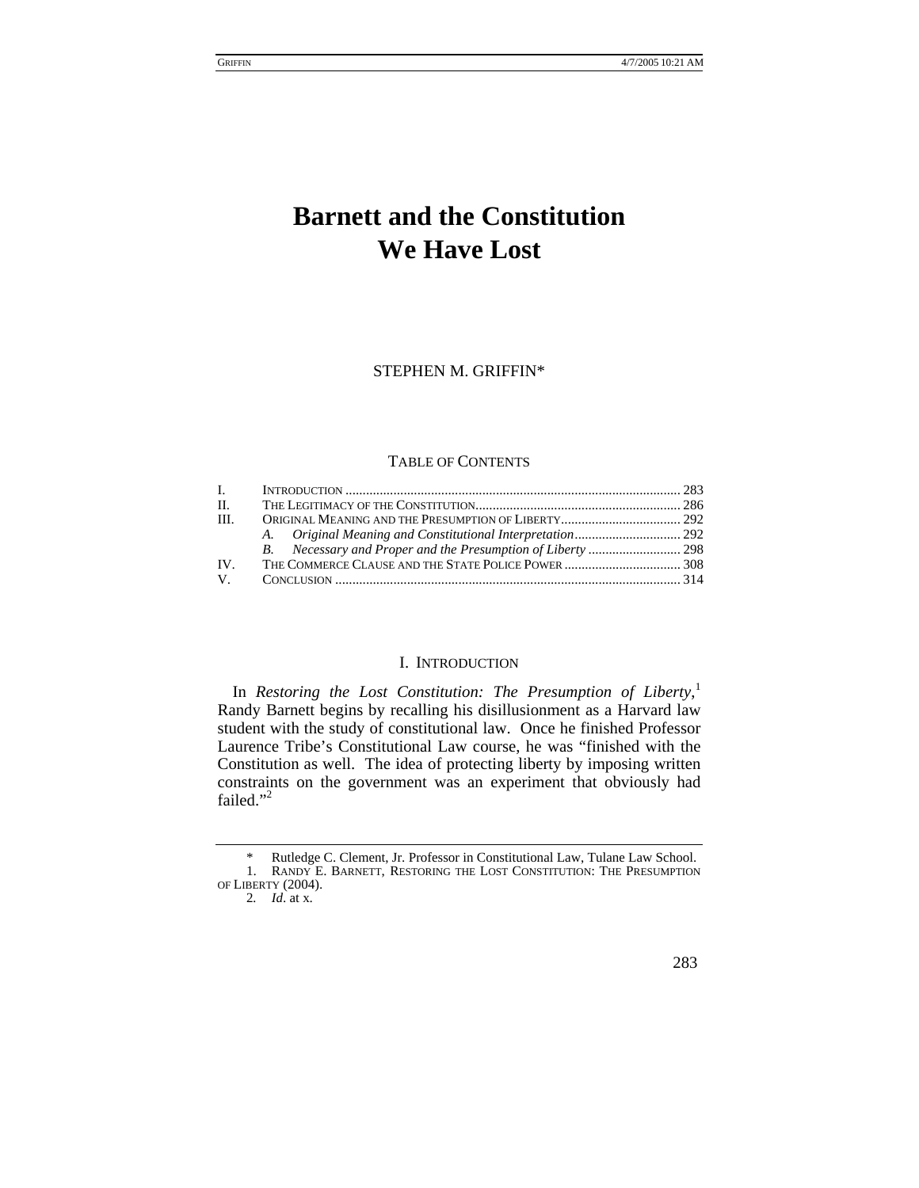# Barnett and the Constitution We Have Lost

STEPHEN M. GRIFFIN*

TABLE OF CONTENTS

| | | |
|---|---|---|
| I. | INTRODUCTION | 283 |
| II. | THE LEGITIMACY OF THE CONSTITUTION | 286 |
| III. | ORIGINAL MEANING AND THE PRESUMPTION OF LIBERTY | 292 |
| | *A. Original Meaning and Constitutional Interpretation* | 292 |
| | *B. Necessary and Proper and the Presumption of Liberty* | 298 |
| IV. | THE COMMERCE CLAUSE AND THE STATE POLICE POWER | 308 |
| V. | CONCLUSION | 314 |

## I. INTRODUCTION

In *Restoring the Lost Constitution: The Presumption of Liberty*,[1] Randy Barnett begins by recalling his disillusionment as a Harvard law student with the study of constitutional law. Once he finished Professor Laurence Tribe's Constitutional Law course, he was "finished with the Constitution as well. The idea of protecting liberty by imposing written constraints on the government was an experiment that obviously had failed."[2]

---

\* Rutledge C. Clement, Jr. Professor in Constitutional Law, Tulane Law School.

1. RANDY E. BARNETT, RESTORING THE LOST CONSTITUTION: THE PRESUMPTION OF LIBERTY (2004).

2. *Id*. at x.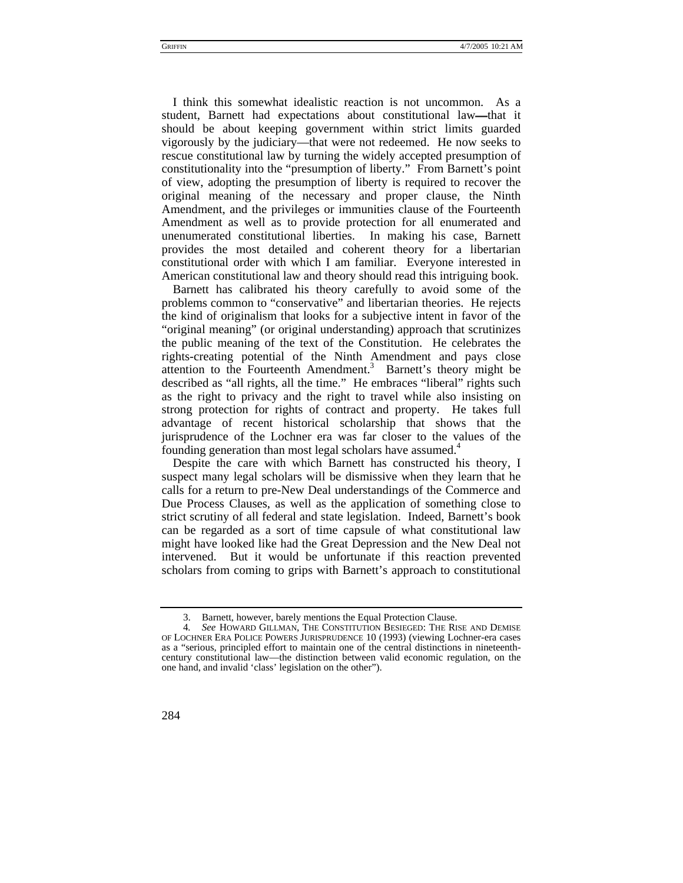I think this somewhat idealistic reaction is not uncommon. As a student, Barnett had expectations about constitutional law—that it should be about keeping government within strict limits guarded vigorously by the judiciary—that were not redeemed. He now seeks to rescue constitutional law by turning the widely accepted presumption of constitutionality into the "presumption of liberty." From Barnett's point of view, adopting the presumption of liberty is required to recover the original meaning of the necessary and proper clause, the Ninth Amendment, and the privileges or immunities clause of the Fourteenth Amendment as well as to provide protection for all enumerated and unenumerated constitutional liberties. In making his case, Barnett provides the most detailed and coherent theory for a libertarian constitutional order with which I am familiar. Everyone interested in American constitutional law and theory should read this intriguing book.

Barnett has calibrated his theory carefully to avoid some of the problems common to "conservative" and libertarian theories. He rejects the kind of originalism that looks for a subjective intent in favor of the "original meaning" (or original understanding) approach that scrutinizes the public meaning of the text of the Constitution. He celebrates the rights-creating potential of the Ninth Amendment and pays close attention to the Fourteenth Amendment.[3] Barnett's theory might be described as "all rights, all the time." He embraces "liberal" rights such as the right to privacy and the right to travel while also insisting on strong protection for rights of contract and property. He takes full advantage of recent historical scholarship that shows that the jurisprudence of the Lochner era was far closer to the values of the founding generation than most legal scholars have assumed.[4]

Despite the care with which Barnett has constructed his theory, I suspect many legal scholars will be dismissive when they learn that he calls for a return to pre-New Deal understandings of the Commerce and Due Process Clauses, as well as the application of something close to strict scrutiny of all federal and state legislation. Indeed, Barnett's book can be regarded as a sort of time capsule of what constitutional law might have looked like had the Great Depression and the New Deal not intervened. But it would be unfortunate if this reaction prevented scholars from coming to grips with Barnett's approach to constitutional

---

3. Barnett, however, barely mentions the Equal Protection Clause.

4. *See* HOWARD GILLMAN, THE CONSTITUTION BESIEGED: THE RISE AND DEMISE OF LOCHNER ERA POLICE POWERS JURISPRUDENCE 10 (1993) (viewing Lochner-era cases as a "serious, principled effort to maintain one of the central distinctions in nineteenth-century constitutional law—the distinction between valid economic regulation, on the one hand, and invalid 'class' legislation on the other").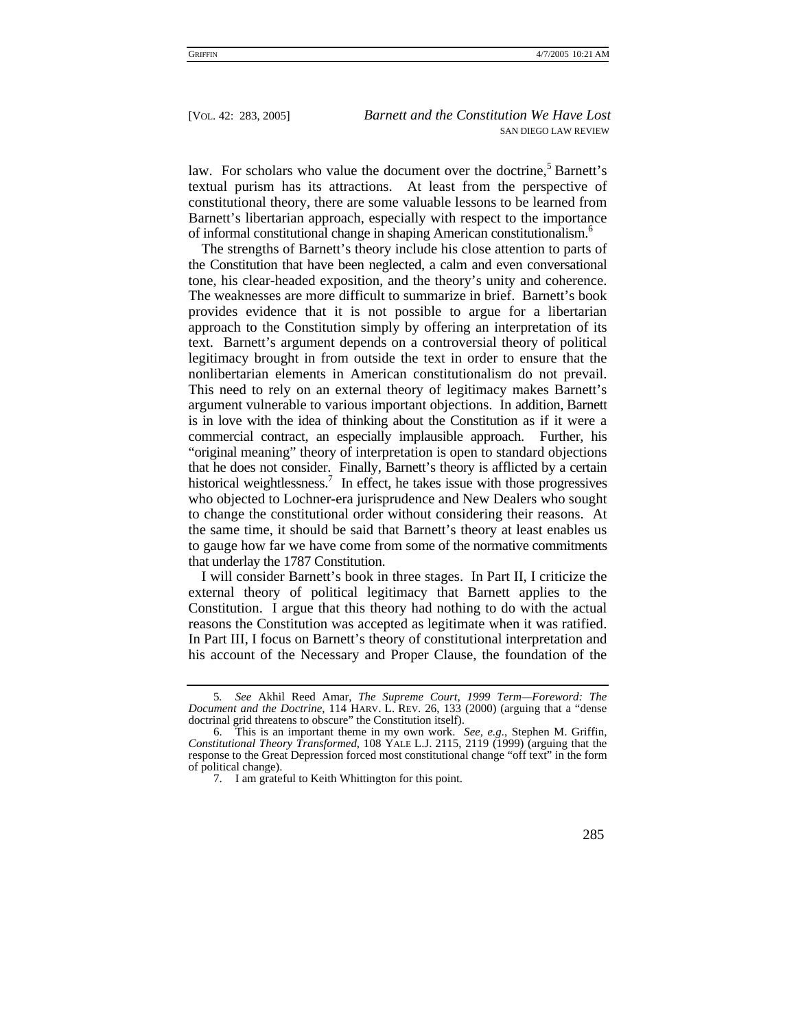law. For scholars who value the document over the doctrine,[5] Barnett's textual purism has its attractions. At least from the perspective of constitutional theory, there are some valuable lessons to be learned from Barnett's libertarian approach, especially with respect to the importance of informal constitutional change in shaping American constitutionalism.[6]

The strengths of Barnett's theory include his close attention to parts of the Constitution that have been neglected, a calm and even conversational tone, his clear-headed exposition, and the theory's unity and coherence. The weaknesses are more difficult to summarize in brief. Barnett's book provides evidence that it is not possible to argue for a libertarian approach to the Constitution simply by offering an interpretation of its text. Barnett's argument depends on a controversial theory of political legitimacy brought in from outside the text in order to ensure that the nonlibertarian elements in American constitutionalism do not prevail. This need to rely on an external theory of legitimacy makes Barnett's argument vulnerable to various important objections. In addition, Barnett is in love with the idea of thinking about the Constitution as if it were a commercial contract, an especially implausible approach. Further, his "original meaning" theory of interpretation is open to standard objections that he does not consider. Finally, Barnett's theory is afflicted by a certain historical weightlessness.[7] In effect, he takes issue with those progressives who objected to Lochner-era jurisprudence and New Dealers who sought to change the constitutional order without considering their reasons. At the same time, it should be said that Barnett's theory at least enables us to gauge how far we have come from some of the normative commitments that underlay the 1787 Constitution.

I will consider Barnett's book in three stages. In Part II, I criticize the external theory of political legitimacy that Barnett applies to the Constitution. I argue that this theory had nothing to do with the actual reasons the Constitution was accepted as legitimate when it was ratified. In Part III, I focus on Barnett's theory of constitutional interpretation and his account of the Necessary and Proper Clause, the foundation of the

---

5. *See* Akhil Reed Amar, *The Supreme Court, 1999 Term—Foreword: The Document and the Doctrine*, 114 HARV. L. REV. 26, 133 (2000) (arguing that a "dense doctrinal grid threatens to obscure" the Constitution itself).

6. This is an important theme in my own work. *See, e.g.*, Stephen M. Griffin, *Constitutional Theory Transformed*, 108 YALE L.J. 2115, 2119 (1999) (arguing that the response to the Great Depression forced most constitutional change "off text" in the form of political change).

7. I am grateful to Keith Whittington for this point.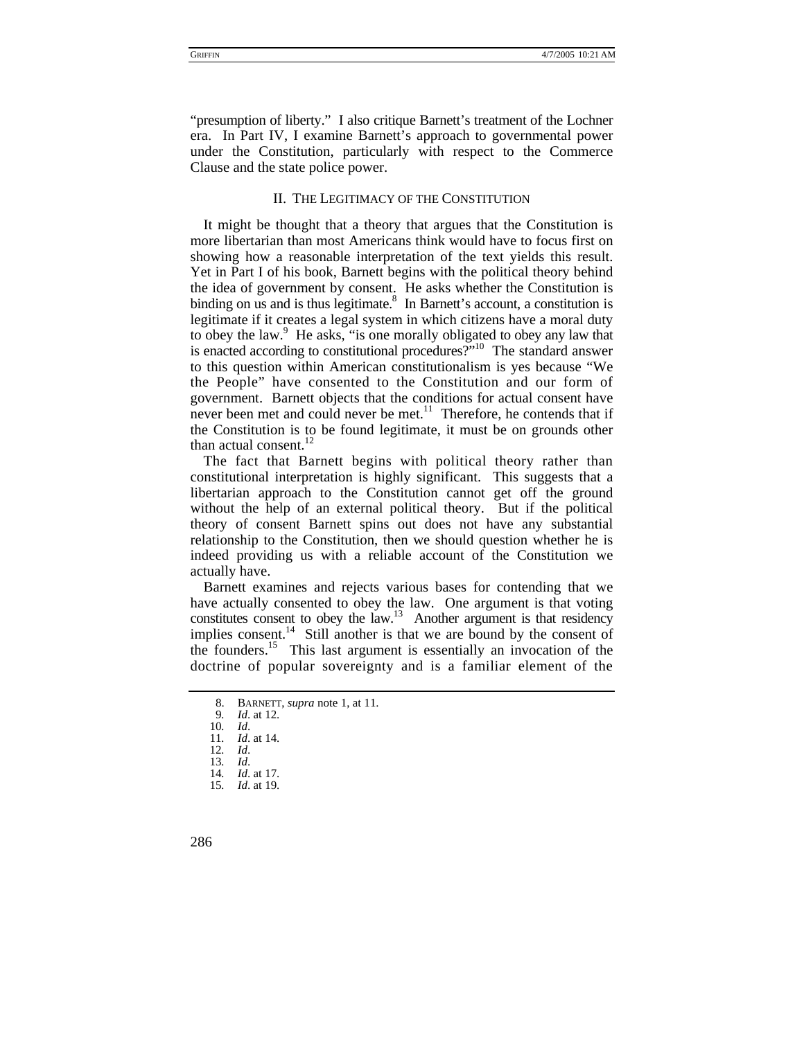"presumption of liberty." I also critique Barnett's treatment of the Lochner era. In Part IV, I examine Barnett's approach to governmental power under the Constitution, particularly with respect to the Commerce Clause and the state police power.

## II. THE LEGITIMACY OF THE CONSTITUTION

It might be thought that a theory that argues that the Constitution is more libertarian than most Americans think would have to focus first on showing how a reasonable interpretation of the text yields this result. Yet in Part I of his book, Barnett begins with the political theory behind the idea of government by consent. He asks whether the Constitution is binding on us and is thus legitimate.[8] In Barnett's account, a constitution is legitimate if it creates a legal system in which citizens have a moral duty to obey the law.[9] He asks, "is one morally obligated to obey any law that is enacted according to constitutional procedures?"[10] The standard answer to this question within American constitutionalism is yes because "We the People" have consented to the Constitution and our form of government. Barnett objects that the conditions for actual consent have never been met and could never be met.[11] Therefore, he contends that if the Constitution is to be found legitimate, it must be on grounds other than actual consent.[12]

The fact that Barnett begins with political theory rather than constitutional interpretation is highly significant. This suggests that a libertarian approach to the Constitution cannot get off the ground without the help of an external political theory. But if the political theory of consent Barnett spins out does not have any substantial relationship to the Constitution, then we should question whether he is indeed providing us with a reliable account of the Constitution we actually have.

Barnett examines and rejects various bases for contending that we have actually consented to obey the law. One argument is that voting constitutes consent to obey the law.[13] Another argument is that residency implies consent.[14] Still another is that we are bound by the consent of the founders.[15] This last argument is essentially an invocation of the doctrine of popular sovereignty and is a familiar element of the

---

8. BARNETT, *supra* note 1, at 11.
9. *Id*. at 12.
10. *Id*.
11. *Id*. at 14.
12. *Id*.
13. *Id*.
14. *Id*. at 17.
15. *Id*. at 19.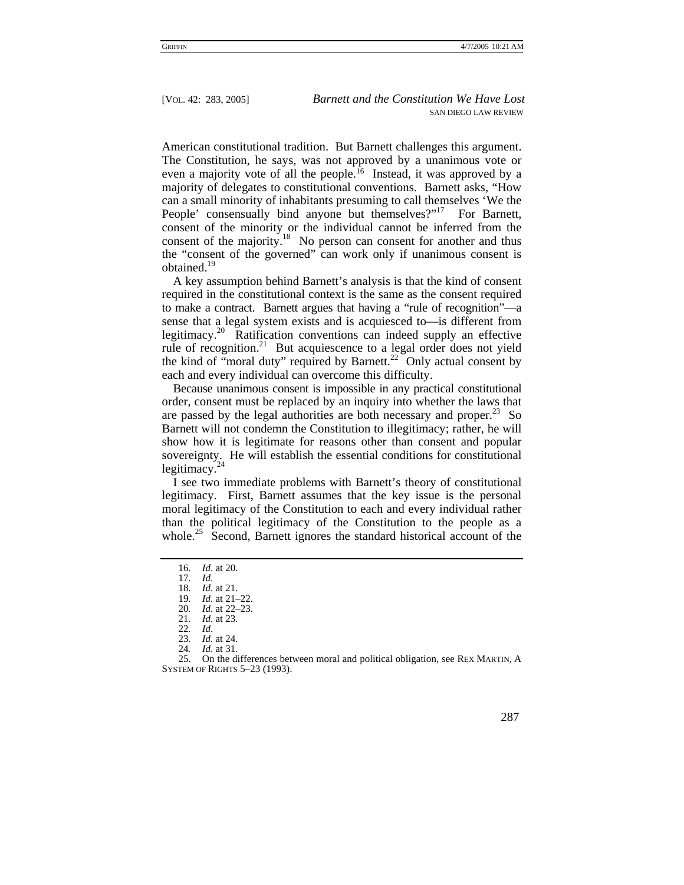American constitutional tradition. But Barnett challenges this argument. The Constitution, he says, was not approved by a unanimous vote or even a majority vote of all the people.[16] Instead, it was approved by a majority of delegates to constitutional conventions. Barnett asks, "How can a small minority of inhabitants presuming to call themselves 'We the People' consensually bind anyone but themselves?"[17] For Barnett, consent of the minority or the individual cannot be inferred from the consent of the majority.[18] No person can consent for another and thus the "consent of the governed" can work only if unanimous consent is obtained.[19]

A key assumption behind Barnett's analysis is that the kind of consent required in the constitutional context is the same as the consent required to make a contract. Barnett argues that having a "rule of recognition"—a sense that a legal system exists and is acquiesced to—is different from legitimacy.[20] Ratification conventions can indeed supply an effective rule of recognition.[21] But acquiescence to a legal order does not yield the kind of "moral duty" required by Barnett.[22] Only actual consent by each and every individual can overcome this difficulty.

Because unanimous consent is impossible in any practical constitutional order, consent must be replaced by an inquiry into whether the laws that are passed by the legal authorities are both necessary and proper.[23] So Barnett will not condemn the Constitution to illegitimacy; rather, he will show how it is legitimate for reasons other than consent and popular sovereignty. He will establish the essential conditions for constitutional legitimacy.[24]

I see two immediate problems with Barnett's theory of constitutional legitimacy. First, Barnett assumes that the key issue is the personal moral legitimacy of the Constitution to each and every individual rather than the political legitimacy of the Constitution to the people as a whole.[25] Second, Barnett ignores the standard historical account of the

---

16. *Id*. at 20.
17. *Id*.
18. *Id*. at 21.
19. *Id*. at 21–22.
20. *Id*. at 22–23.
21. *Id*. at 23.
22. *Id*.
23. *Id.* at 24.
24. *Id*. at 31.
25. On the differences between moral and political obligation, see REX MARTIN, A SYSTEM OF RIGHTS 5–23 (1993).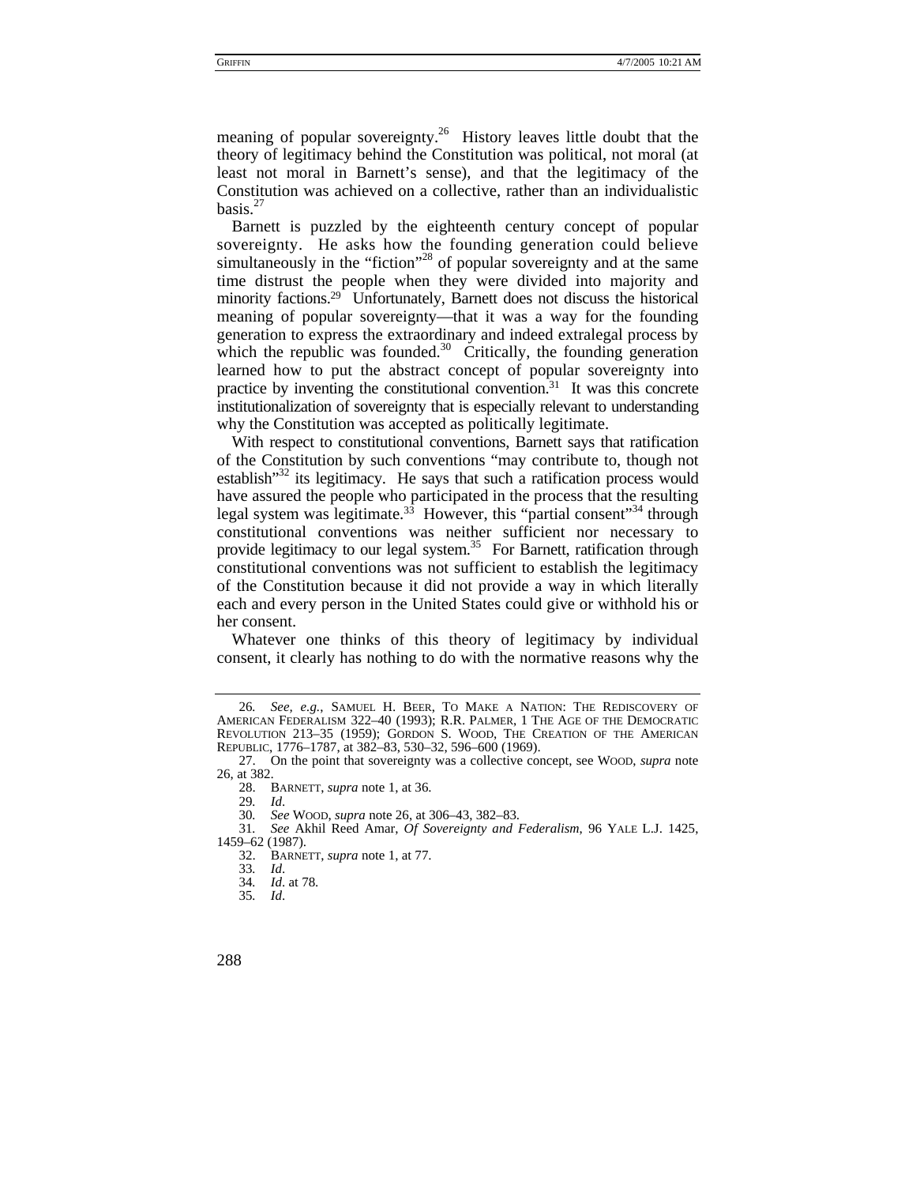meaning of popular sovereignty.[26] History leaves little doubt that the theory of legitimacy behind the Constitution was political, not moral (at least not moral in Barnett's sense), and that the legitimacy of the Constitution was achieved on a collective, rather than an individualistic basis.[27]

Barnett is puzzled by the eighteenth century concept of popular sovereignty. He asks how the founding generation could believe simultaneously in the "fiction"[28] of popular sovereignty and at the same time distrust the people when they were divided into majority and minority factions.[29] Unfortunately, Barnett does not discuss the historical meaning of popular sovereignty—that it was a way for the founding generation to express the extraordinary and indeed extralegal process by which the republic was founded.[30] Critically, the founding generation learned how to put the abstract concept of popular sovereignty into practice by inventing the constitutional convention.[31] It was this concrete institutionalization of sovereignty that is especially relevant to understanding why the Constitution was accepted as politically legitimate.

With respect to constitutional conventions, Barnett says that ratification of the Constitution by such conventions "may contribute to, though not establish"[32] its legitimacy. He says that such a ratification process would have assured the people who participated in the process that the resulting legal system was legitimate.[33] However, this "partial consent"[34] through constitutional conventions was neither sufficient nor necessary to provide legitimacy to our legal system.[35] For Barnett, ratification through constitutional conventions was not sufficient to establish the legitimacy of the Constitution because it did not provide a way in which literally each and every person in the United States could give or withhold his or her consent.

Whatever one thinks of this theory of legitimacy by individual consent, it clearly has nothing to do with the normative reasons why the

---

26. *See, e.g.*, SAMUEL H. BEER, TO MAKE A NATION: THE REDISCOVERY OF AMERICAN FEDERALISM 322–40 (1993); R.R. PALMER, 1 THE AGE OF THE DEMOCRATIC REVOLUTION 213–35 (1959); GORDON S. WOOD, THE CREATION OF THE AMERICAN REPUBLIC, 1776–1787, at 382–83, 530–32, 596–600 (1969).

27. On the point that sovereignty was a collective concept, see WOOD, *supra* note 26, at 382.

28. BARNETT, *supra* note 1, at 36.

29. *Id*.

30. *See* WOOD, *supra* note 26, at 306–43, 382–83.

31. *See* Akhil Reed Amar, *Of Sovereignty and Federalism*, 96 YALE L.J. 1425, 1459–62 (1987).

32. BARNETT, *supra* note 1, at 77.

33. *Id*.

34. *Id*. at 78.

35. *Id*.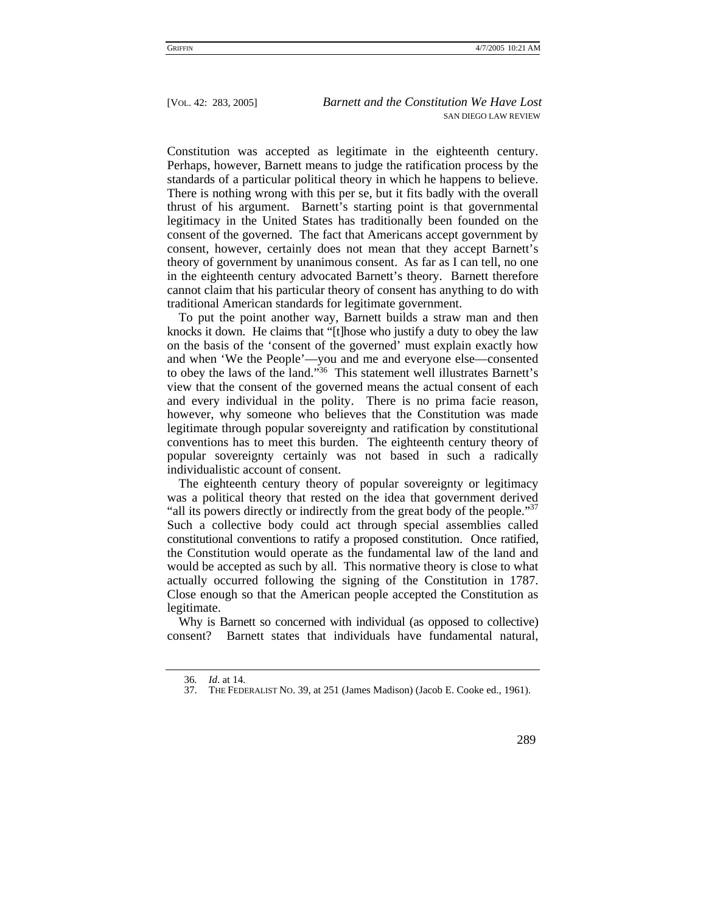Constitution was accepted as legitimate in the eighteenth century. Perhaps, however, Barnett means to judge the ratification process by the standards of a particular political theory in which he happens to believe. There is nothing wrong with this per se, but it fits badly with the overall thrust of his argument. Barnett's starting point is that governmental legitimacy in the United States has traditionally been founded on the consent of the governed. The fact that Americans accept government by consent, however, certainly does not mean that they accept Barnett's theory of government by unanimous consent. As far as I can tell, no one in the eighteenth century advocated Barnett's theory. Barnett therefore cannot claim that his particular theory of consent has anything to do with traditional American standards for legitimate government.

To put the point another way, Barnett builds a straw man and then knocks it down. He claims that "[t]hose who justify a duty to obey the law on the basis of the 'consent of the governed' must explain exactly how and when 'We the People'—you and me and everyone else—consented to obey the laws of the land."[36] This statement well illustrates Barnett's view that the consent of the governed means the actual consent of each and every individual in the polity. There is no prima facie reason, however, why someone who believes that the Constitution was made legitimate through popular sovereignty and ratification by constitutional conventions has to meet this burden. The eighteenth century theory of popular sovereignty certainly was not based in such a radically individualistic account of consent.

The eighteenth century theory of popular sovereignty or legitimacy was a political theory that rested on the idea that government derived "all its powers directly or indirectly from the great body of the people."[37] Such a collective body could act through special assemblies called constitutional conventions to ratify a proposed constitution. Once ratified, the Constitution would operate as the fundamental law of the land and would be accepted as such by all. This normative theory is close to what actually occurred following the signing of the Constitution in 1787. Close enough so that the American people accepted the Constitution as legitimate.

Why is Barnett so concerned with individual (as opposed to collective) consent? Barnett states that individuals have fundamental natural,

---

36. *Id*. at 14.

37. THE FEDERALIST NO. 39, at 251 (James Madison) (Jacob E. Cooke ed., 1961).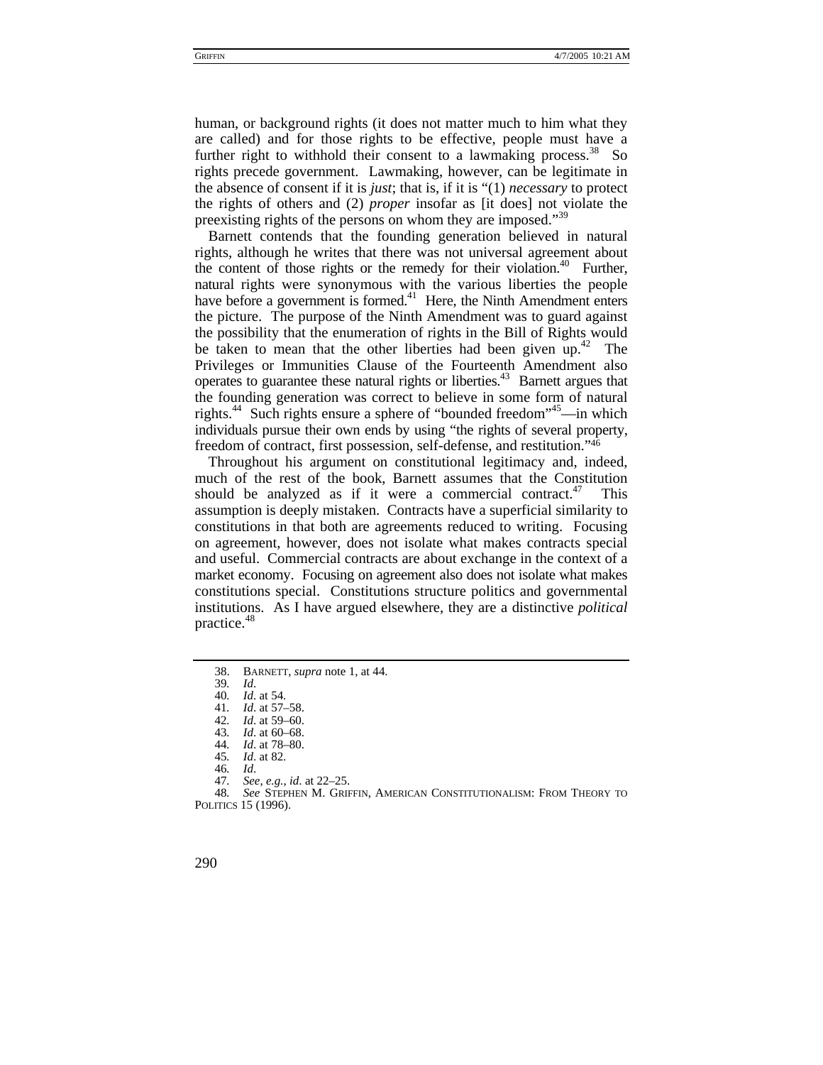human, or background rights (it does not matter much to him what they are called) and for those rights to be effective, people must have a further right to withhold their consent to a lawmaking process.[38] So rights precede government. Lawmaking, however, can be legitimate in the absence of consent if it is *just*; that is, if it is "(1) *necessary* to protect the rights of others and (2) *proper* insofar as [it does] not violate the preexisting rights of the persons on whom they are imposed."[39]

Barnett contends that the founding generation believed in natural rights, although he writes that there was not universal agreement about the content of those rights or the remedy for their violation.[40] Further, natural rights were synonymous with the various liberties the people have before a government is formed.[41] Here, the Ninth Amendment enters the picture. The purpose of the Ninth Amendment was to guard against the possibility that the enumeration of rights in the Bill of Rights would be taken to mean that the other liberties had been given up.[42] The Privileges or Immunities Clause of the Fourteenth Amendment also operates to guarantee these natural rights or liberties.[43] Barnett argues that the founding generation was correct to believe in some form of natural rights.[44] Such rights ensure a sphere of "bounded freedom"[45]—in which individuals pursue their own ends by using "the rights of several property, freedom of contract, first possession, self-defense, and restitution."[46]

Throughout his argument on constitutional legitimacy and, indeed, much of the rest of the book, Barnett assumes that the Constitution should be analyzed as if it were a commercial contract.[47] This assumption is deeply mistaken. Contracts have a superficial similarity to constitutions in that both are agreements reduced to writing. Focusing on agreement, however, does not isolate what makes contracts special and useful. Commercial contracts are about exchange in the context of a market economy. Focusing on agreement also does not isolate what makes constitutions special. Constitutions structure politics and governmental institutions. As I have argued elsewhere, they are a distinctive *political* practice.[48]

---

38. BARNETT, *supra* note 1, at 44.
39. *Id*.
40. *Id*. at 54.
41. *Id*. at 57–58.
42. *Id*. at 59–60.
43. *Id*. at 60–68.
44. *Id*. at 78–80.
45. *Id*. at 82.
46. *Id*.
47. *See, e.g.*, *id*. at 22–25.
48. *See* STEPHEN M. GRIFFIN, AMERICAN CONSTITUTIONALISM: FROM THEORY TO POLITICS 15 (1996).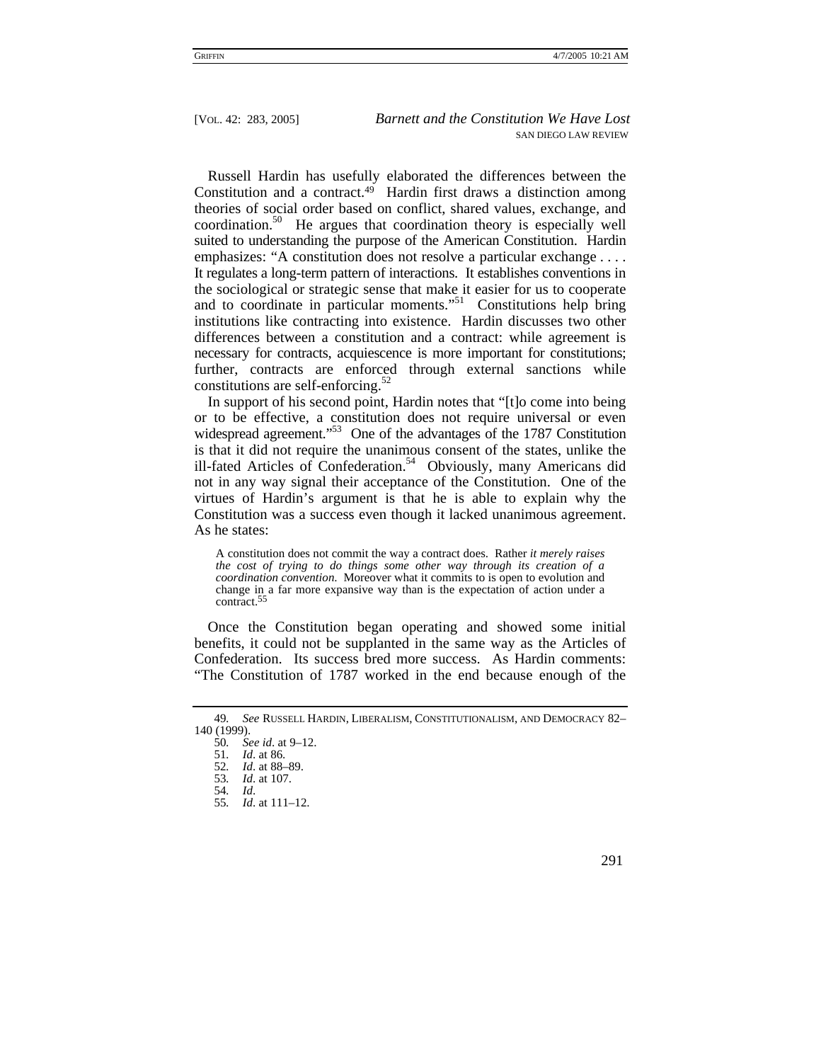Russell Hardin has usefully elaborated the differences between the Constitution and a contract.[49] Hardin first draws a distinction among theories of social order based on conflict, shared values, exchange, and coordination.[50] He argues that coordination theory is especially well suited to understanding the purpose of the American Constitution. Hardin emphasizes: "A constitution does not resolve a particular exchange . . . . It regulates a long-term pattern of interactions. It establishes conventions in the sociological or strategic sense that make it easier for us to cooperate and to coordinate in particular moments."[51] Constitutions help bring institutions like contracting into existence. Hardin discusses two other differences between a constitution and a contract: while agreement is necessary for contracts, acquiescence is more important for constitutions; further, contracts are enforced through external sanctions while constitutions are self-enforcing.[52]

In support of his second point, Hardin notes that "[t]o come into being or to be effective, a constitution does not require universal or even widespread agreement."[53] One of the advantages of the 1787 Constitution is that it did not require the unanimous consent of the states, unlike the ill-fated Articles of Confederation.[54] Obviously, many Americans did not in any way signal their acceptance of the Constitution. One of the virtues of Hardin's argument is that he is able to explain why the Constitution was a success even though it lacked unanimous agreement. As he states:

> A constitution does not commit the way a contract does. Rather *it merely raises the cost of trying to do things some other way through its creation of a coordination convention*. Moreover what it commits to is open to evolution and change in a far more expansive way than is the expectation of action under a contract.[55]

Once the Constitution began operating and showed some initial benefits, it could not be supplanted in the same way as the Articles of Confederation. Its success bred more success. As Hardin comments: "The Constitution of 1787 worked in the end because enough of the

---

49. *See* RUSSELL HARDIN, LIBERALISM, CONSTITUTIONALISM, AND DEMOCRACY 82–140 (1999).

50. *See id*. at 9–12.

51. *Id*. at 86.

52. *Id*. at 88–89.

53. *Id*. at 107.

54. *Id*.

55. *Id*. at 111–12.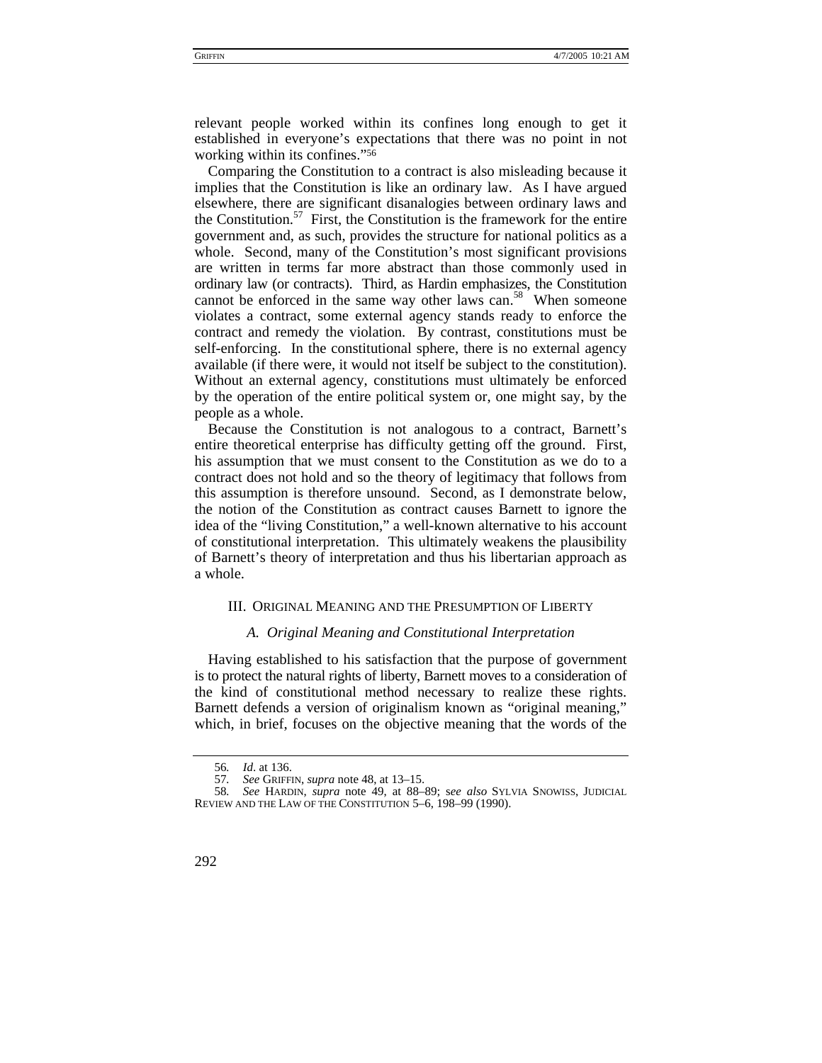relevant people worked within its confines long enough to get it established in everyone's expectations that there was no point in not working within its confines."[56]

Comparing the Constitution to a contract is also misleading because it implies that the Constitution is like an ordinary law. As I have argued elsewhere, there are significant disanalogies between ordinary laws and the Constitution.[57] First, the Constitution is the framework for the entire government and, as such, provides the structure for national politics as a whole. Second, many of the Constitution's most significant provisions are written in terms far more abstract than those commonly used in ordinary law (or contracts). Third, as Hardin emphasizes, the Constitution cannot be enforced in the same way other laws can.[58] When someone violates a contract, some external agency stands ready to enforce the contract and remedy the violation. By contrast, constitutions must be self-enforcing. In the constitutional sphere, there is no external agency available (if there were, it would not itself be subject to the constitution). Without an external agency, constitutions must ultimately be enforced by the operation of the entire political system or, one might say, by the people as a whole.

Because the Constitution is not analogous to a contract, Barnett's entire theoretical enterprise has difficulty getting off the ground. First, his assumption that we must consent to the Constitution as we do to a contract does not hold and so the theory of legitimacy that follows from this assumption is therefore unsound. Second, as I demonstrate below, the notion of the Constitution as contract causes Barnett to ignore the idea of the "living Constitution," a well-known alternative to his account of constitutional interpretation. This ultimately weakens the plausibility of Barnett's theory of interpretation and thus his libertarian approach as a whole.

## III. Original Meaning and the Presumption of Liberty

### *A. Original Meaning and Constitutional Interpretation*

Having established to his satisfaction that the purpose of government is to protect the natural rights of liberty, Barnett moves to a consideration of the kind of constitutional method necessary to realize these rights. Barnett defends a version of originalism known as "original meaning," which, in brief, focuses on the objective meaning that the words of the

---

56. *Id*. at 136.

57. *See* Griffin, *supra* note 48, at 13–15.

58. *See* Hardin, *supra* note 49, at 88–89; *see also* Sylvia Snowiss, Judicial Review and the Law of the Constitution 5–6, 198–99 (1990).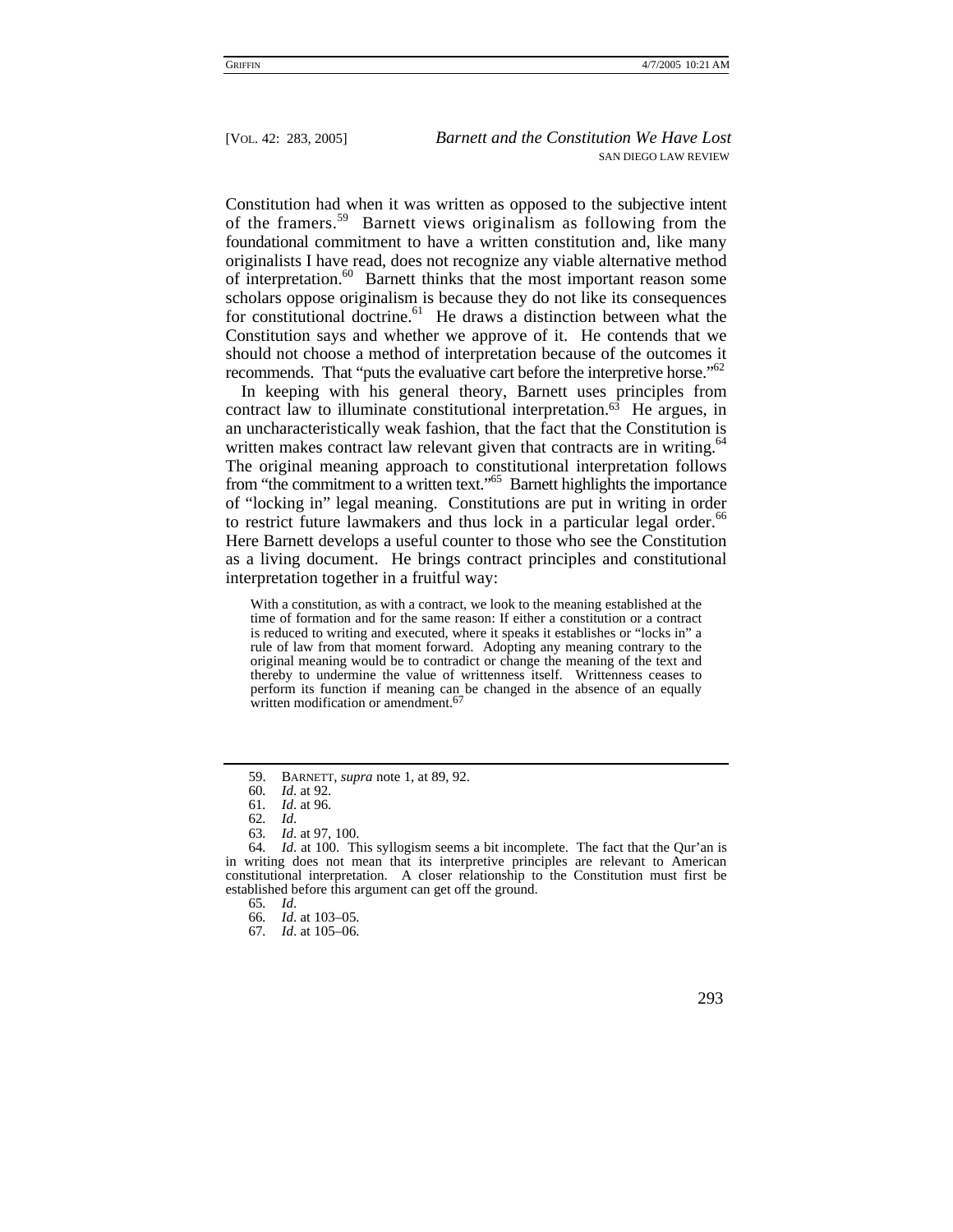Constitution had when it was written as opposed to the subjective intent of the framers.[59] Barnett views originalism as following from the foundational commitment to have a written constitution and, like many originalists I have read, does not recognize any viable alternative method of interpretation.[60] Barnett thinks that the most important reason some scholars oppose originalism is because they do not like its consequences for constitutional doctrine.[61] He draws a distinction between what the Constitution says and whether we approve of it. He contends that we should not choose a method of interpretation because of the outcomes it recommends. That "puts the evaluative cart before the interpretive horse."[62]

In keeping with his general theory, Barnett uses principles from contract law to illuminate constitutional interpretation.[63] He argues, in an uncharacteristically weak fashion, that the fact that the Constitution is written makes contract law relevant given that contracts are in writing.[64] The original meaning approach to constitutional interpretation follows from "the commitment to a written text."[65] Barnett highlights the importance of "locking in" legal meaning. Constitutions are put in writing in order to restrict future lawmakers and thus lock in a particular legal order.[66] Here Barnett develops a useful counter to those who see the Constitution as a living document. He brings contract principles and constitutional interpretation together in a fruitful way:

> With a constitution, as with a contract, we look to the meaning established at the time of formation and for the same reason: If either a constitution or a contract is reduced to writing and executed, where it speaks it establishes or "locks in" a rule of law from that moment forward. Adopting any meaning contrary to the original meaning would be to contradict or change the meaning of the text and thereby to undermine the value of writtenness itself. Writtenness ceases to perform its function if meaning can be changed in the absence of an equally written modification or amendment.[67]

---

59. BARNETT, *supra* note 1, at 89, 92.
60. *Id*. at 92.
61. *Id*. at 96.
62. *Id*.
63. *Id*. at 97, 100.
64. *Id*. at 100. This syllogism seems a bit incomplete. The fact that the Qur'an is in writing does not mean that its interpretive principles are relevant to American constitutional interpretation. A closer relationship to the Constitution must first be established before this argument can get off the ground.
65. *Id*.
66. *Id*. at 103–05.
67. *Id*. at 105–06.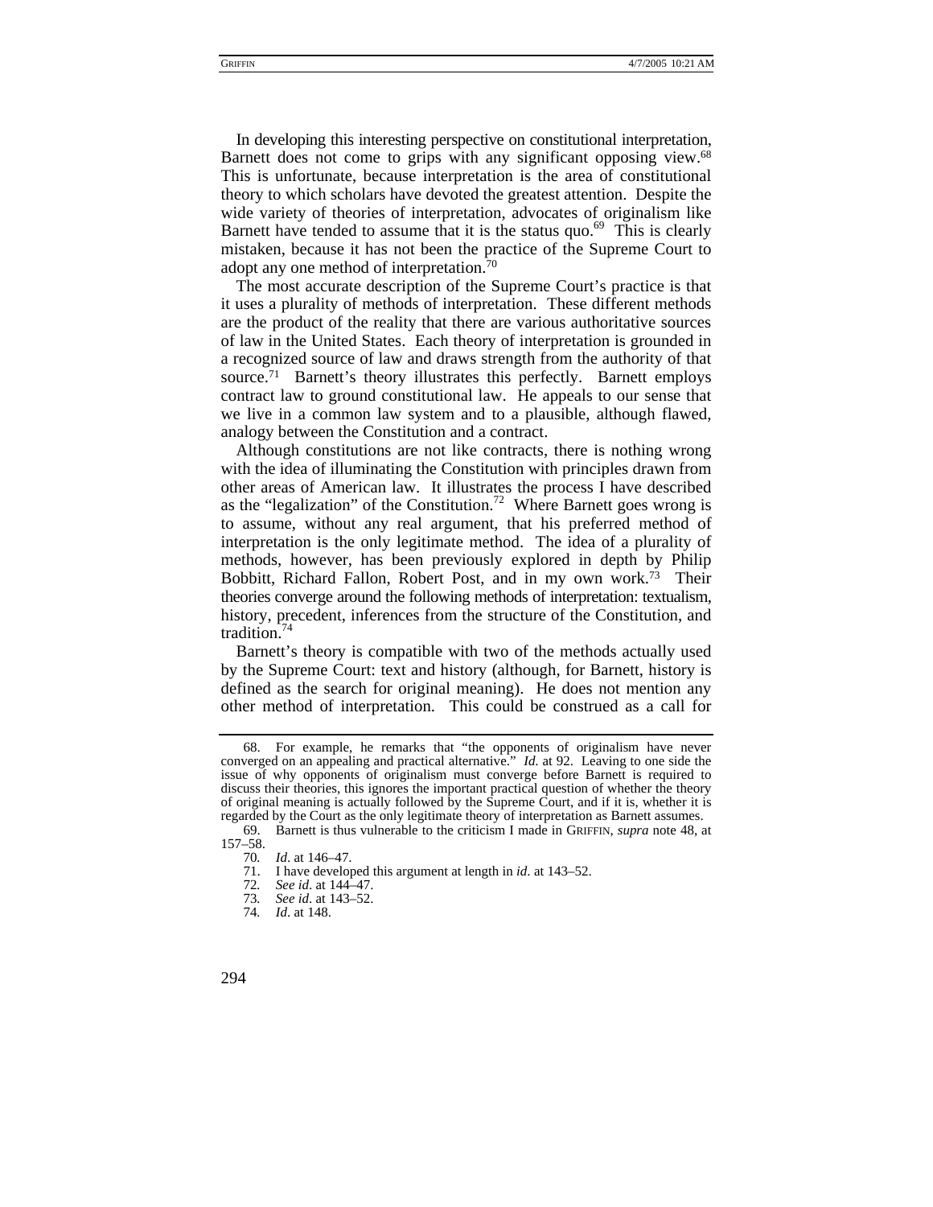In developing this interesting perspective on constitutional interpretation, Barnett does not come to grips with any significant opposing view.[68] This is unfortunate, because interpretation is the area of constitutional theory to which scholars have devoted the greatest attention. Despite the wide variety of theories of interpretation, advocates of originalism like Barnett have tended to assume that it is the status quo.[69] This is clearly mistaken, because it has not been the practice of the Supreme Court to adopt any one method of interpretation.[70]

The most accurate description of the Supreme Court's practice is that it uses a plurality of methods of interpretation. These different methods are the product of the reality that there are various authoritative sources of law in the United States. Each theory of interpretation is grounded in a recognized source of law and draws strength from the authority of that source.[71] Barnett's theory illustrates this perfectly. Barnett employs contract law to ground constitutional law. He appeals to our sense that we live in a common law system and to a plausible, although flawed, analogy between the Constitution and a contract.

Although constitutions are not like contracts, there is nothing wrong with the idea of illuminating the Constitution with principles drawn from other areas of American law. It illustrates the process I have described as the "legalization" of the Constitution.[72] Where Barnett goes wrong is to assume, without any real argument, that his preferred method of interpretation is the only legitimate method. The idea of a plurality of methods, however, has been previously explored in depth by Philip Bobbitt, Richard Fallon, Robert Post, and in my own work.[73] Their theories converge around the following methods of interpretation: textualism, history, precedent, inferences from the structure of the Constitution, and tradition.[74]

Barnett's theory is compatible with two of the methods actually used by the Supreme Court: text and history (although, for Barnett, history is defined as the search for original meaning). He does not mention any other method of interpretation. This could be construed as a call for

---

68. For example, he remarks that "the opponents of originalism have never converged on an appealing and practical alternative." *Id.* at 92. Leaving to one side the issue of why opponents of originalism must converge before Barnett is required to discuss their theories, this ignores the important practical question of whether the theory of original meaning is actually followed by the Supreme Court, and if it is, whether it is regarded by the Court as the only legitimate theory of interpretation as Barnett assumes.

69. Barnett is thus vulnerable to the criticism I made in GRIFFIN, *supra* note 48, at 157–58.

70. *Id*. at 146–47.

71. I have developed this argument at length in *id*. at 143–52.

72. *See id*. at 144–47.

73. *See id*. at 143–52.

74. *Id*. at 148.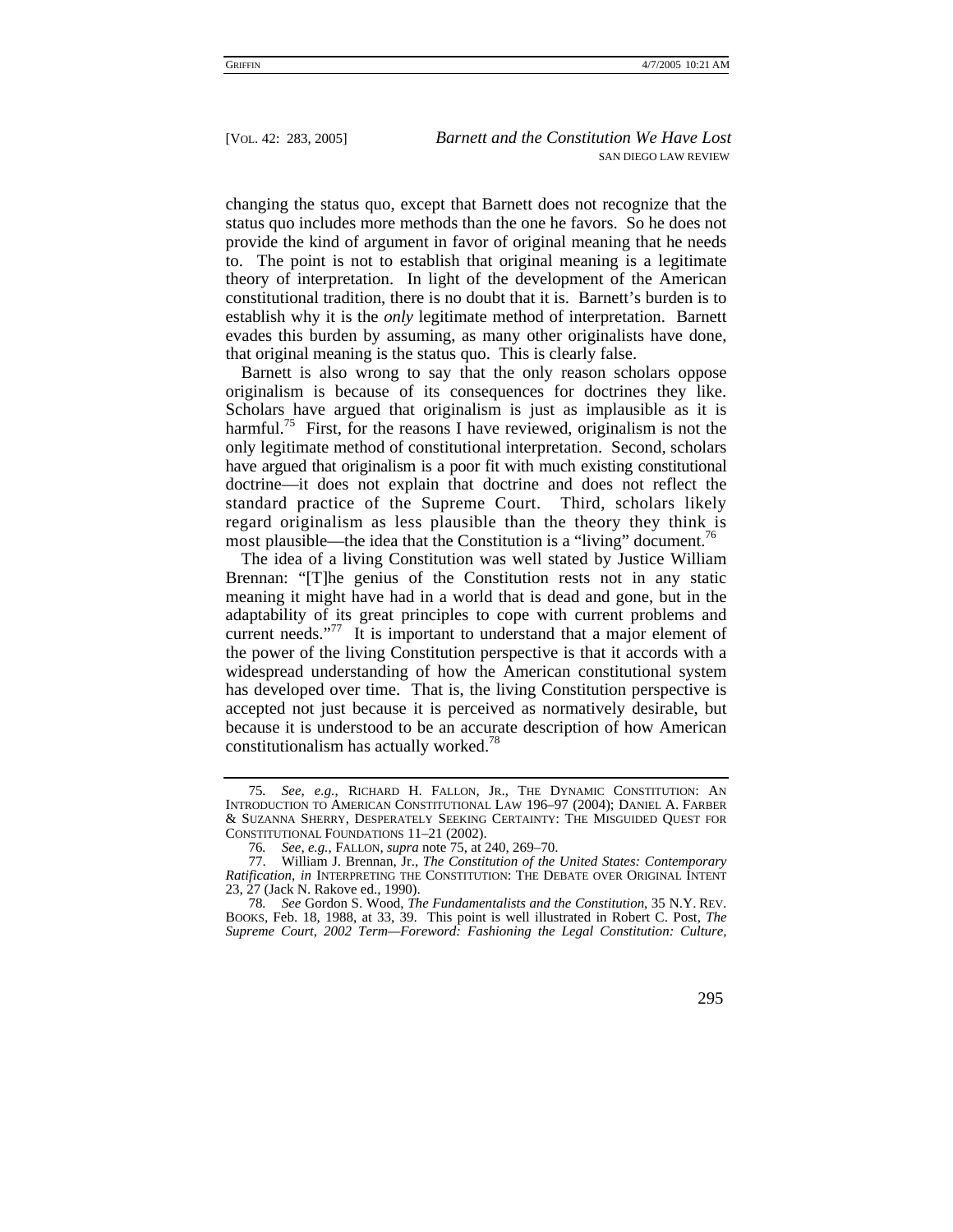changing the status quo, except that Barnett does not recognize that the status quo includes more methods than the one he favors. So he does not provide the kind of argument in favor of original meaning that he needs to. The point is not to establish that original meaning is a legitimate theory of interpretation. In light of the development of the American constitutional tradition, there is no doubt that it is. Barnett's burden is to establish why it is the *only* legitimate method of interpretation. Barnett evades this burden by assuming, as many other originalists have done, that original meaning is the status quo. This is clearly false.

Barnett is also wrong to say that the only reason scholars oppose originalism is because of its consequences for doctrines they like. Scholars have argued that originalism is just as implausible as it is harmful.[75] First, for the reasons I have reviewed, originalism is not the only legitimate method of constitutional interpretation. Second, scholars have argued that originalism is a poor fit with much existing constitutional doctrine—it does not explain that doctrine and does not reflect the standard practice of the Supreme Court. Third, scholars likely regard originalism as less plausible than the theory they think is most plausible—the idea that the Constitution is a "living" document.[76]

The idea of a living Constitution was well stated by Justice William Brennan: "[T]he genius of the Constitution rests not in any static meaning it might have had in a world that is dead and gone, but in the adaptability of its great principles to cope with current problems and current needs."[77] It is important to understand that a major element of the power of the living Constitution perspective is that it accords with a widespread understanding of how the American constitutional system has developed over time. That is, the living Constitution perspective is accepted not just because it is perceived as normatively desirable, but because it is understood to be an accurate description of how American constitutionalism has actually worked.[78]

---

75. *See, e.g.*, RICHARD H. FALLON, JR., THE DYNAMIC CONSTITUTION: AN INTRODUCTION TO AMERICAN CONSTITUTIONAL LAW 196–97 (2004); DANIEL A. FARBER & SUZANNA SHERRY, DESPERATELY SEEKING CERTAINTY: THE MISGUIDED QUEST FOR CONSTITUTIONAL FOUNDATIONS 11–21 (2002).

76. *See, e.g.*, FALLON, *supra* note 75, at 240, 269–70.

77. William J. Brennan, Jr., *The Constitution of the United States: Contemporary Ratification*, *in* INTERPRETING THE CONSTITUTION: THE DEBATE OVER ORIGINAL INTENT 23, 27 (Jack N. Rakove ed., 1990).

78. *See* Gordon S. Wood, *The Fundamentalists and the Constitution*, 35 N.Y. REV. BOOKS, Feb. 18, 1988, at 33, 39. This point is well illustrated in Robert C. Post, *The Supreme Court, 2002 Term—Foreword: Fashioning the Legal Constitution: Culture,*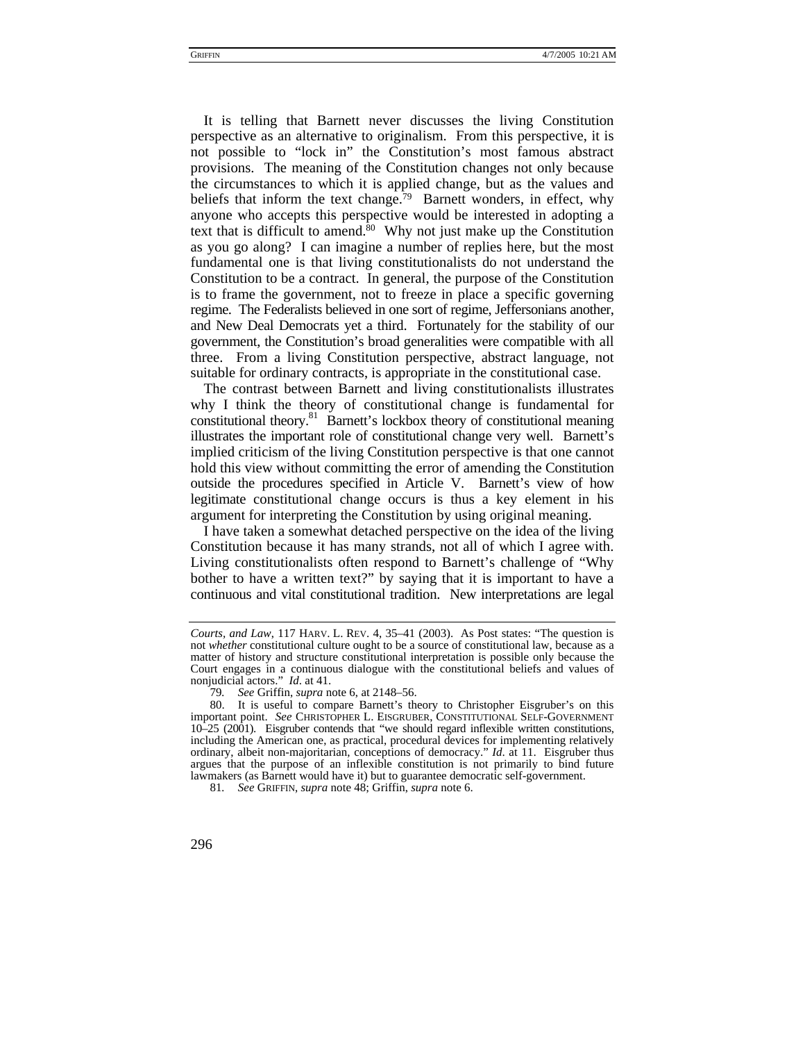It is telling that Barnett never discusses the living Constitution perspective as an alternative to originalism. From this perspective, it is not possible to "lock in" the Constitution's most famous abstract provisions. The meaning of the Constitution changes not only because the circumstances to which it is applied change, but as the values and beliefs that inform the text change.[79] Barnett wonders, in effect, why anyone who accepts this perspective would be interested in adopting a text that is difficult to amend.[80] Why not just make up the Constitution as you go along? I can imagine a number of replies here, but the most fundamental one is that living constitutionalists do not understand the Constitution to be a contract. In general, the purpose of the Constitution is to frame the government, not to freeze in place a specific governing regime. The Federalists believed in one sort of regime, Jeffersonians another, and New Deal Democrats yet a third. Fortunately for the stability of our government, the Constitution's broad generalities were compatible with all three. From a living Constitution perspective, abstract language, not suitable for ordinary contracts, is appropriate in the constitutional case.

The contrast between Barnett and living constitutionalists illustrates why I think the theory of constitutional change is fundamental for constitutional theory.[81] Barnett's lockbox theory of constitutional meaning illustrates the important role of constitutional change very well. Barnett's implied criticism of the living Constitution perspective is that one cannot hold this view without committing the error of amending the Constitution outside the procedures specified in Article V. Barnett's view of how legitimate constitutional change occurs is thus a key element in his argument for interpreting the Constitution by using original meaning.

I have taken a somewhat detached perspective on the idea of the living Constitution because it has many strands, not all of which I agree with. Living constitutionalists often respond to Barnett's challenge of "Why bother to have a written text?" by saying that it is important to have a continuous and vital constitutional tradition. New interpretations are legal

---

*Courts, and Law*, 117 HARV. L. REV. 4, 35–41 (2003). As Post states: "The question is not *whether* constitutional culture ought to be a source of constitutional law, because as a matter of history and structure constitutional interpretation is possible only because the Court engages in a continuous dialogue with the constitutional beliefs and values of nonjudicial actors." *Id*. at 41.

79. *See* Griffin, *supra* note 6, at 2148–56.

80. It is useful to compare Barnett's theory to Christopher Eisgruber's on this important point. *See* CHRISTOPHER L. EISGRUBER, CONSTITUTIONAL SELF-GOVERNMENT 10–25 (2001). Eisgruber contends that "we should regard inflexible written constitutions, including the American one, as practical, procedural devices for implementing relatively ordinary, albeit non-majoritarian, conceptions of democracy." *Id*. at 11. Eisgruber thus argues that the purpose of an inflexible constitution is not primarily to bind future lawmakers (as Barnett would have it) but to guarantee democratic self-government.

81. *See* GRIFFIN, *supra* note 48; Griffin, *supra* note 6.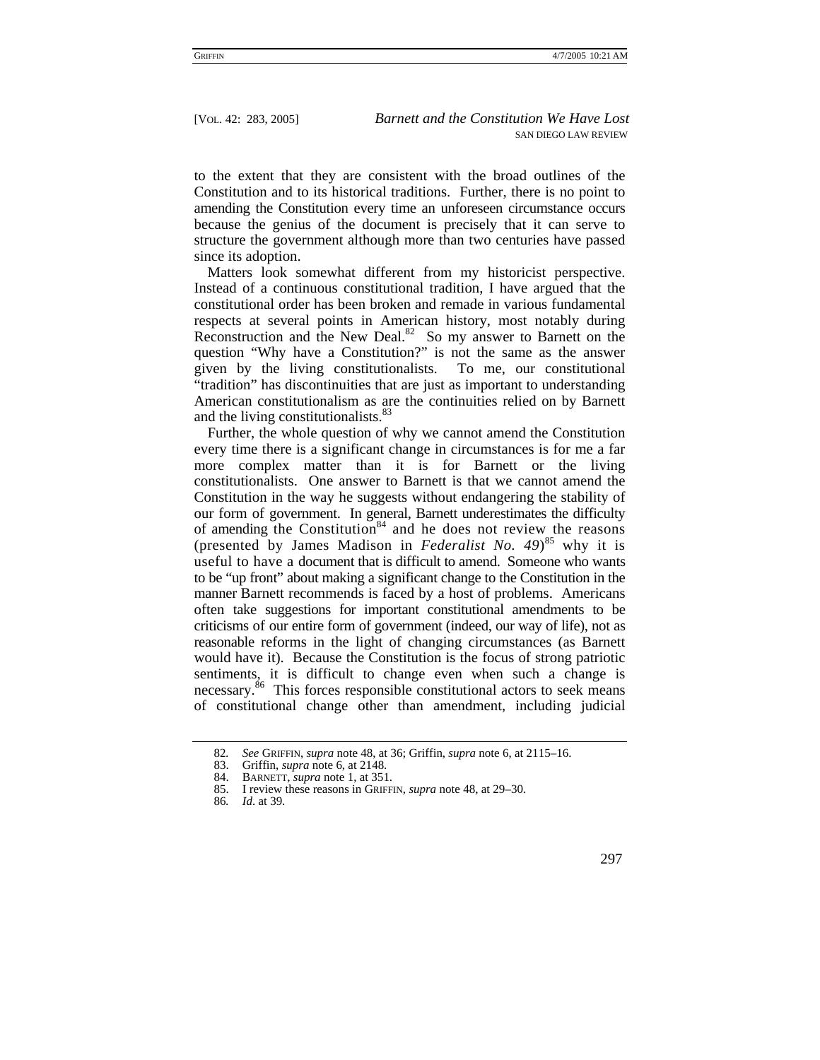to the extent that they are consistent with the broad outlines of the Constitution and to its historical traditions. Further, there is no point to amending the Constitution every time an unforeseen circumstance occurs because the genius of the document is precisely that it can serve to structure the government although more than two centuries have passed since its adoption.

Matters look somewhat different from my historicist perspective. Instead of a continuous constitutional tradition, I have argued that the constitutional order has been broken and remade in various fundamental respects at several points in American history, most notably during Reconstruction and the New Deal.[82] So my answer to Barnett on the question "Why have a Constitution?" is not the same as the answer given by the living constitutionalists. To me, our constitutional "tradition" has discontinuities that are just as important to understanding American constitutionalism as are the continuities relied on by Barnett and the living constitutionalists.[83]

Further, the whole question of why we cannot amend the Constitution every time there is a significant change in circumstances is for me a far more complex matter than it is for Barnett or the living constitutionalists. One answer to Barnett is that we cannot amend the Constitution in the way he suggests without endangering the stability of our form of government. In general, Barnett underestimates the difficulty of amending the Constitution[84] and he does not review the reasons (presented by James Madison in *Federalist No. 49*)[85] why it is useful to have a document that is difficult to amend. Someone who wants to be "up front" about making a significant change to the Constitution in the manner Barnett recommends is faced by a host of problems. Americans often take suggestions for important constitutional amendments to be criticisms of our entire form of government (indeed, our way of life), not as reasonable reforms in the light of changing circumstances (as Barnett would have it). Because the Constitution is the focus of strong patriotic sentiments, it is difficult to change even when such a change is necessary.[86] This forces responsible constitutional actors to seek means of constitutional change other than amendment, including judicial

---

82. *See* GRIFFIN, *supra* note 48, at 36; Griffin, *supra* note 6, at 2115–16.
83. Griffin, *supra* note 6, at 2148.
84. BARNETT, *supra* note 1, at 351.
85. I review these reasons in GRIFFIN, *supra* note 48, at 29–30.
86. *Id*. at 39.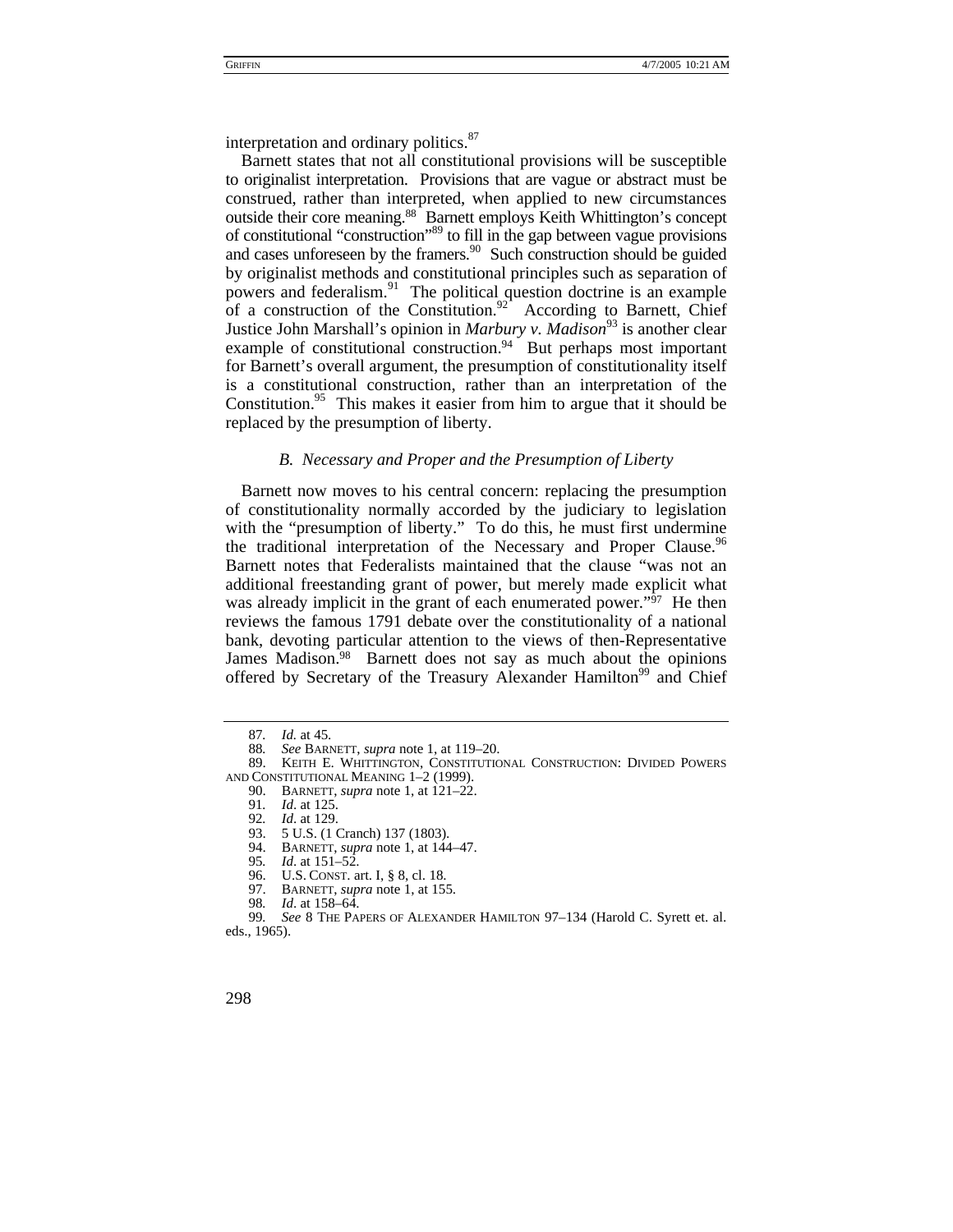interpretation and ordinary politics.[87]

Barnett states that not all constitutional provisions will be susceptible to originalist interpretation. Provisions that are vague or abstract must be construed, rather than interpreted, when applied to new circumstances outside their core meaning.[88] Barnett employs Keith Whittington's concept of constitutional "construction"[89] to fill in the gap between vague provisions and cases unforeseen by the framers.[90] Such construction should be guided by originalist methods and constitutional principles such as separation of powers and federalism.[91] The political question doctrine is an example of a construction of the Constitution.[92] According to Barnett, Chief Justice John Marshall's opinion in *Marbury v. Madison*[93] is another clear example of constitutional construction.[94] But perhaps most important for Barnett's overall argument, the presumption of constitutionality itself is a constitutional construction, rather than an interpretation of the Constitution.[95] This makes it easier from him to argue that it should be replaced by the presumption of liberty.

### *B. Necessary and Proper and the Presumption of Liberty*

Barnett now moves to his central concern: replacing the presumption of constitutionality normally accorded by the judiciary to legislation with the "presumption of liberty." To do this, he must first undermine the traditional interpretation of the Necessary and Proper Clause.[96] Barnett notes that Federalists maintained that the clause "was not an additional freestanding grant of power, but merely made explicit what was already implicit in the grant of each enumerated power."[97] He then reviews the famous 1791 debate over the constitutionality of a national bank, devoting particular attention to the views of then-Representative James Madison.[98] Barnett does not say as much about the opinions offered by Secretary of the Treasury Alexander Hamilton[99] and Chief

---

87. *Id.* at 45.
88. *See* BARNETT, *supra* note 1, at 119–20.
89. KEITH E. WHITTINGTON, CONSTITUTIONAL CONSTRUCTION: DIVIDED POWERS AND CONSTITUTIONAL MEANING 1–2 (1999).
90. BARNETT, *supra* note 1, at 121–22.
91. *Id*. at 125.
92. *Id*. at 129.
93. 5 U.S. (1 Cranch) 137 (1803).
94. BARNETT, *supra* note 1, at 144–47.
95. *Id*. at 151–52.
96. U.S. CONST. art. I, § 8, cl. 18.
97. BARNETT, *supra* note 1, at 155.
98. *Id*. at 158–64.
99. *See* 8 THE PAPERS OF ALEXANDER HAMILTON 97–134 (Harold C. Syrett et. al. eds., 1965).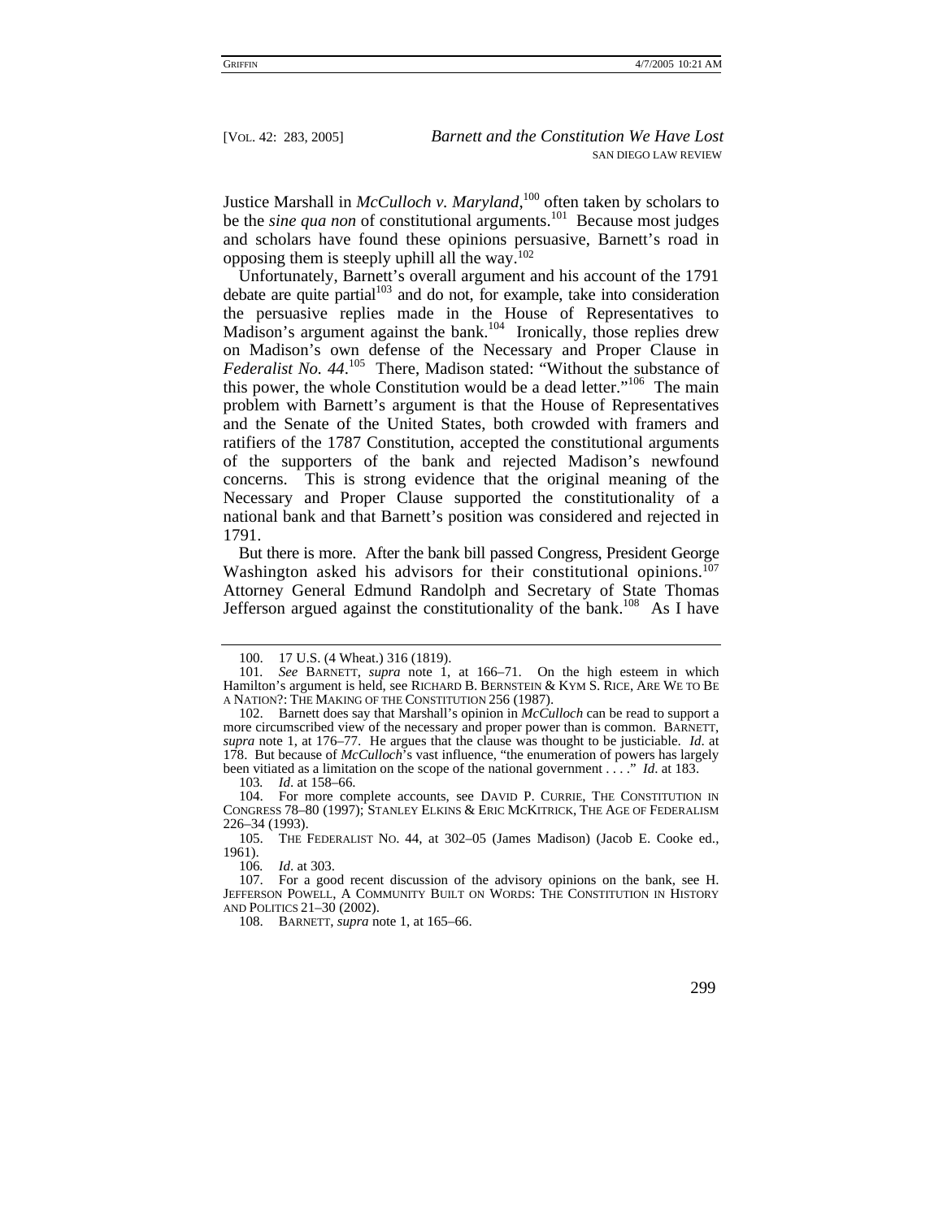Justice Marshall in *McCulloch v. Maryland*,[100] often taken by scholars to be the *sine qua non* of constitutional arguments.[101] Because most judges and scholars have found these opinions persuasive, Barnett's road in opposing them is steeply uphill all the way.[102]

Unfortunately, Barnett's overall argument and his account of the 1791 debate are quite partial[103] and do not, for example, take into consideration the persuasive replies made in the House of Representatives to Madison's argument against the bank.[104] Ironically, those replies drew on Madison's own defense of the Necessary and Proper Clause in *Federalist No. 44*.[105] There, Madison stated: "Without the substance of this power, the whole Constitution would be a dead letter."[106] The main problem with Barnett's argument is that the House of Representatives and the Senate of the United States, both crowded with framers and ratifiers of the 1787 Constitution, accepted the constitutional arguments of the supporters of the bank and rejected Madison's newfound concerns. This is strong evidence that the original meaning of the Necessary and Proper Clause supported the constitutionality of a national bank and that Barnett's position was considered and rejected in 1791.

But there is more. After the bank bill passed Congress, President George Washington asked his advisors for their constitutional opinions.[107] Attorney General Edmund Randolph and Secretary of State Thomas Jefferson argued against the constitutionality of the bank.[108] As I have

---

100. 17 U.S. (4 Wheat.) 316 (1819).

101. *See* BARNETT, *supra* note 1, at 166–71. On the high esteem in which Hamilton's argument is held, see RICHARD B. BERNSTEIN & KYM S. RICE, ARE WE TO BE A NATION?: THE MAKING OF THE CONSTITUTION 256 (1987).

102. Barnett does say that Marshall's opinion in *McCulloch* can be read to support a more circumscribed view of the necessary and proper power than is common. BARNETT, *supra* note 1, at 176–77. He argues that the clause was thought to be justiciable. *Id*. at 178. But because of *McCulloch*'s vast influence, "the enumeration of powers has largely been vitiated as a limitation on the scope of the national government . . . ." *Id*. at 183.

103. *Id*. at 158–66.

104. For more complete accounts, see DAVID P. CURRIE, THE CONSTITUTION IN CONGRESS 78–80 (1997); STANLEY ELKINS & ERIC MCKITRICK, THE AGE OF FEDERALISM 226–34 (1993).

105. THE FEDERALIST NO. 44, at 302–05 (James Madison) (Jacob E. Cooke ed., 1961).

106. *Id*. at 303.

107. For a good recent discussion of the advisory opinions on the bank, see H. JEFFERSON POWELL, A COMMUNITY BUILT ON WORDS: THE CONSTITUTION IN HISTORY AND POLITICS 21–30 (2002).

108. BARNETT, *supra* note 1, at 165–66.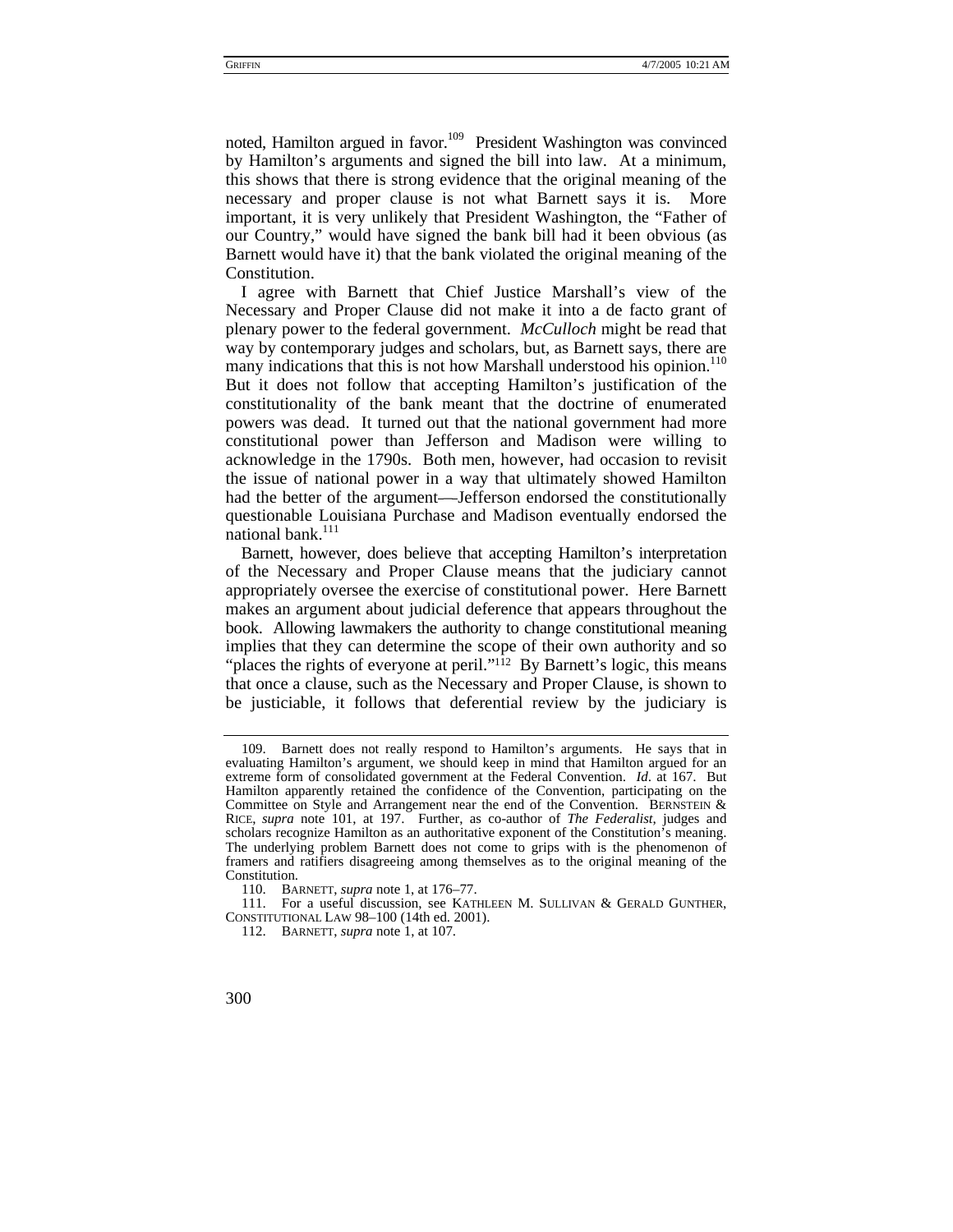noted, Hamilton argued in favor.[109] President Washington was convinced by Hamilton's arguments and signed the bill into law. At a minimum, this shows that there is strong evidence that the original meaning of the necessary and proper clause is not what Barnett says it is. More important, it is very unlikely that President Washington, the "Father of our Country," would have signed the bank bill had it been obvious (as Barnett would have it) that the bank violated the original meaning of the Constitution.

I agree with Barnett that Chief Justice Marshall's view of the Necessary and Proper Clause did not make it into a de facto grant of plenary power to the federal government. *McCulloch* might be read that way by contemporary judges and scholars, but, as Barnett says, there are many indications that this is not how Marshall understood his opinion.[110] But it does not follow that accepting Hamilton's justification of the constitutionality of the bank meant that the doctrine of enumerated powers was dead. It turned out that the national government had more constitutional power than Jefferson and Madison were willing to acknowledge in the 1790s. Both men, however, had occasion to revisit the issue of national power in a way that ultimately showed Hamilton had the better of the argument—Jefferson endorsed the constitutionally questionable Louisiana Purchase and Madison eventually endorsed the national bank.[111]

Barnett, however, does believe that accepting Hamilton's interpretation of the Necessary and Proper Clause means that the judiciary cannot appropriately oversee the exercise of constitutional power. Here Barnett makes an argument about judicial deference that appears throughout the book. Allowing lawmakers the authority to change constitutional meaning implies that they can determine the scope of their own authority and so "places the rights of everyone at peril."[112] By Barnett's logic, this means that once a clause, such as the Necessary and Proper Clause, is shown to be justiciable, it follows that deferential review by the judiciary is

---

109. Barnett does not really respond to Hamilton's arguments. He says that in evaluating Hamilton's argument, we should keep in mind that Hamilton argued for an extreme form of consolidated government at the Federal Convention. *Id.* at 167. But Hamilton apparently retained the confidence of the Convention, participating on the Committee on Style and Arrangement near the end of the Convention. BERNSTEIN & RICE, *supra* note 101, at 197. Further, as co-author of *The Federalist*, judges and scholars recognize Hamilton as an authoritative exponent of the Constitution's meaning. The underlying problem Barnett does not come to grips with is the phenomenon of framers and ratifiers disagreeing among themselves as to the original meaning of the Constitution.

110. BARNETT, *supra* note 1, at 176–77.

111. For a useful discussion, see KATHLEEN M. SULLIVAN & GERALD GUNTHER, CONSTITUTIONAL LAW 98–100 (14th ed. 2001).

112. BARNETT, *supra* note 1, at 107.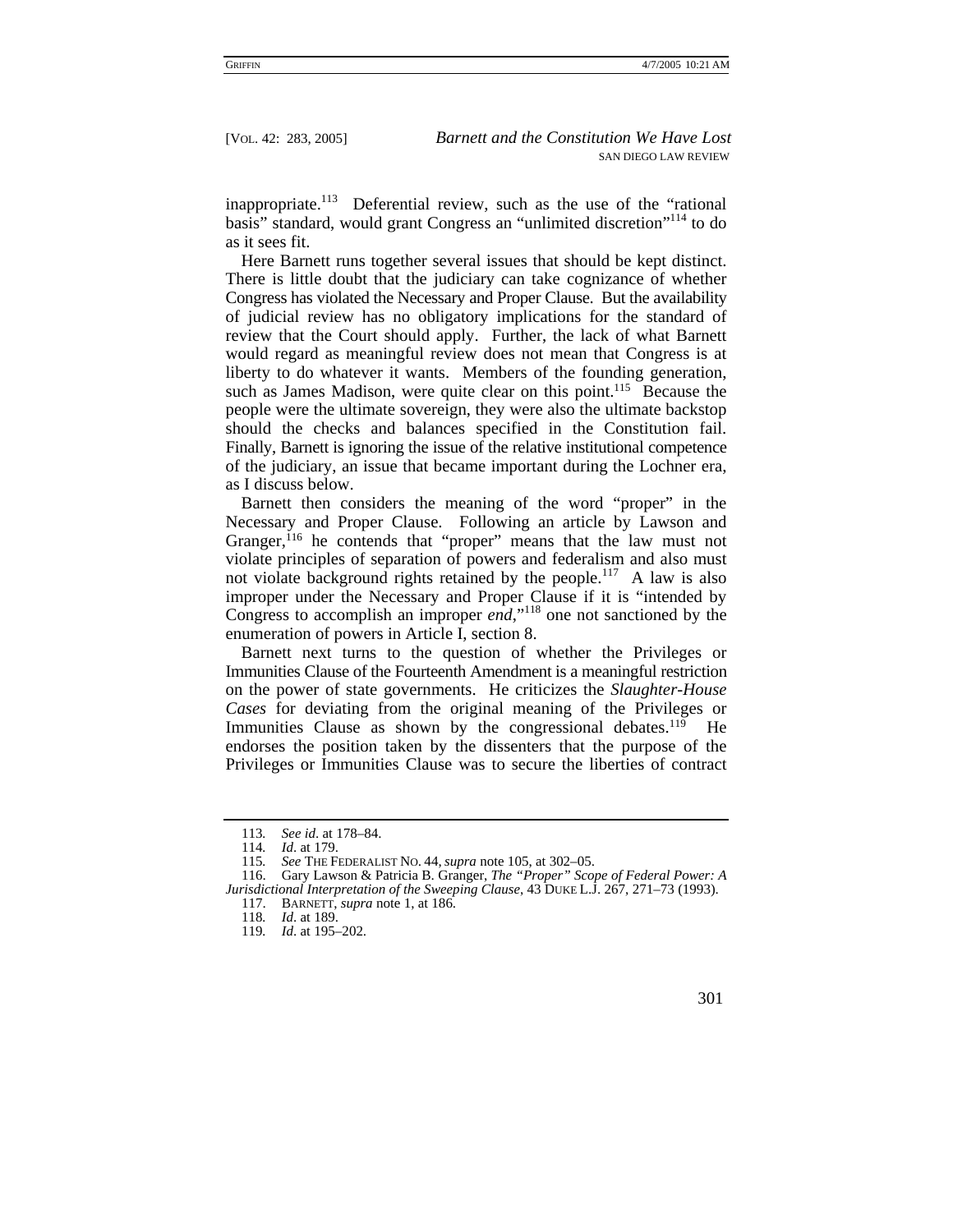inappropriate.[113] Deferential review, such as the use of the "rational basis" standard, would grant Congress an "unlimited discretion"[114] to do as it sees fit.

Here Barnett runs together several issues that should be kept distinct. There is little doubt that the judiciary can take cognizance of whether Congress has violated the Necessary and Proper Clause. But the availability of judicial review has no obligatory implications for the standard of review that the Court should apply. Further, the lack of what Barnett would regard as meaningful review does not mean that Congress is at liberty to do whatever it wants. Members of the founding generation, such as James Madison, were quite clear on this point.[115] Because the people were the ultimate sovereign, they were also the ultimate backstop should the checks and balances specified in the Constitution fail. Finally, Barnett is ignoring the issue of the relative institutional competence of the judiciary, an issue that became important during the Lochner era, as I discuss below.

Barnett then considers the meaning of the word "proper" in the Necessary and Proper Clause. Following an article by Lawson and Granger,[116] he contends that "proper" means that the law must not violate principles of separation of powers and federalism and also must not violate background rights retained by the people.[117] A law is also improper under the Necessary and Proper Clause if it is "intended by Congress to accomplish an improper *end*,"[118] one not sanctioned by the enumeration of powers in Article I, section 8.

Barnett next turns to the question of whether the Privileges or Immunities Clause of the Fourteenth Amendment is a meaningful restriction on the power of state governments. He criticizes the *Slaughter-House Cases* for deviating from the original meaning of the Privileges or Immunities Clause as shown by the congressional debates.[119] He endorses the position taken by the dissenters that the purpose of the Privileges or Immunities Clause was to secure the liberties of contract

---

113. *See id*. at 178–84.

114. *Id*. at 179.

115. *See* THE FEDERALIST NO. 44, *supra* note 105, at 302–05.

116. Gary Lawson & Patricia B. Granger, *The "Proper" Scope of Federal Power: A Jurisdictional Interpretation of the Sweeping Clause*, 43 DUKE L.J. 267, 271–73 (1993).

117. BARNETT, *supra* note 1, at 186.

118. *Id*. at 189.

119. *Id*. at 195–202.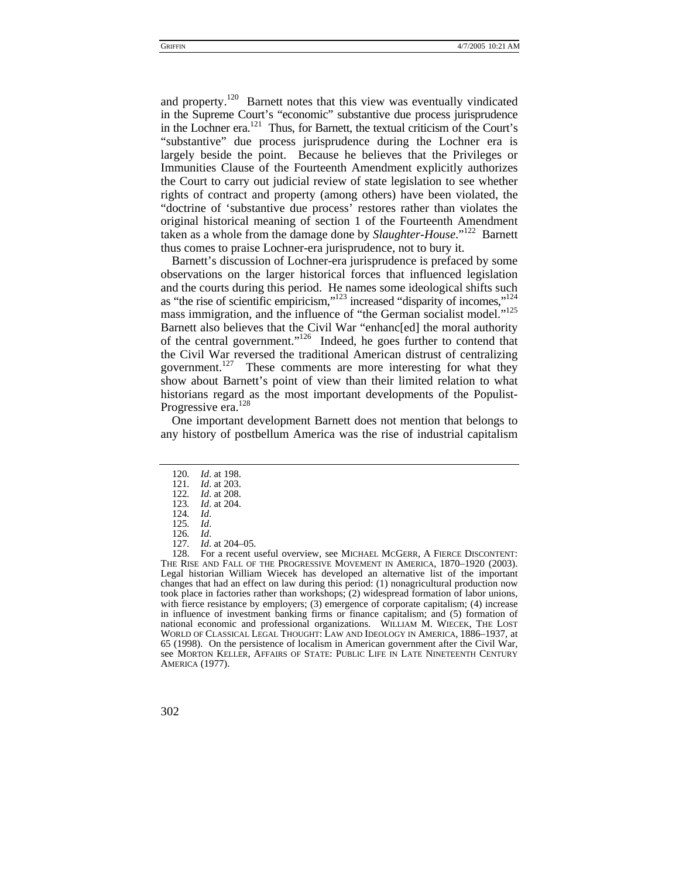and property.[120] Barnett notes that this view was eventually vindicated in the Supreme Court's "economic" substantive due process jurisprudence in the Lochner era.[121] Thus, for Barnett, the textual criticism of the Court's "substantive" due process jurisprudence during the Lochner era is largely beside the point. Because he believes that the Privileges or Immunities Clause of the Fourteenth Amendment explicitly authorizes the Court to carry out judicial review of state legislation to see whether rights of contract and property (among others) have been violated, the "doctrine of 'substantive due process' restores rather than violates the original historical meaning of section 1 of the Fourteenth Amendment taken as a whole from the damage done by *Slaughter-House*."[122] Barnett thus comes to praise Lochner-era jurisprudence, not to bury it.

Barnett's discussion of Lochner-era jurisprudence is prefaced by some observations on the larger historical forces that influenced legislation and the courts during this period. He names some ideological shifts such as "the rise of scientific empiricism,"[123] increased "disparity of incomes,"[124] mass immigration, and the influence of "the German socialist model."[125] Barnett also believes that the Civil War "enhanc[ed] the moral authority of the central government."[126] Indeed, he goes further to contend that the Civil War reversed the traditional American distrust of centralizing government.[127] These comments are more interesting for what they show about Barnett's point of view than their limited relation to what historians regard as the most important developments of the Populist-Progressive era.[128]

One important development Barnett does not mention that belongs to any history of postbellum America was the rise of industrial capitalism

---

120. *Id*. at 198.
121. *Id*. at 203.
122. *Id*. at 208.
123. *Id*. at 204.
124. *Id*.
125. *Id*.
126. *Id*.
127. *Id*. at 204–05.
128. For a recent useful overview, see MICHAEL MCGERR, A FIERCE DISCONTENT: THE RISE AND FALL OF THE PROGRESSIVE MOVEMENT IN AMERICA, 1870–1920 (2003). Legal historian William Wiecek has developed an alternative list of the important changes that had an effect on law during this period: (1) nonagricultural production now took place in factories rather than workshops; (2) widespread formation of labor unions, with fierce resistance by employers; (3) emergence of corporate capitalism; (4) increase in influence of investment banking firms or finance capitalism; and (5) formation of national economic and professional organizations. WILLIAM M. WIECEK, THE LOST WORLD OF CLASSICAL LEGAL THOUGHT: LAW AND IDEOLOGY IN AMERICA, 1886–1937, at 65 (1998). On the persistence of localism in American government after the Civil War, see MORTON KELLER, AFFAIRS OF STATE: PUBLIC LIFE IN LATE NINETEENTH CENTURY AMERICA (1977).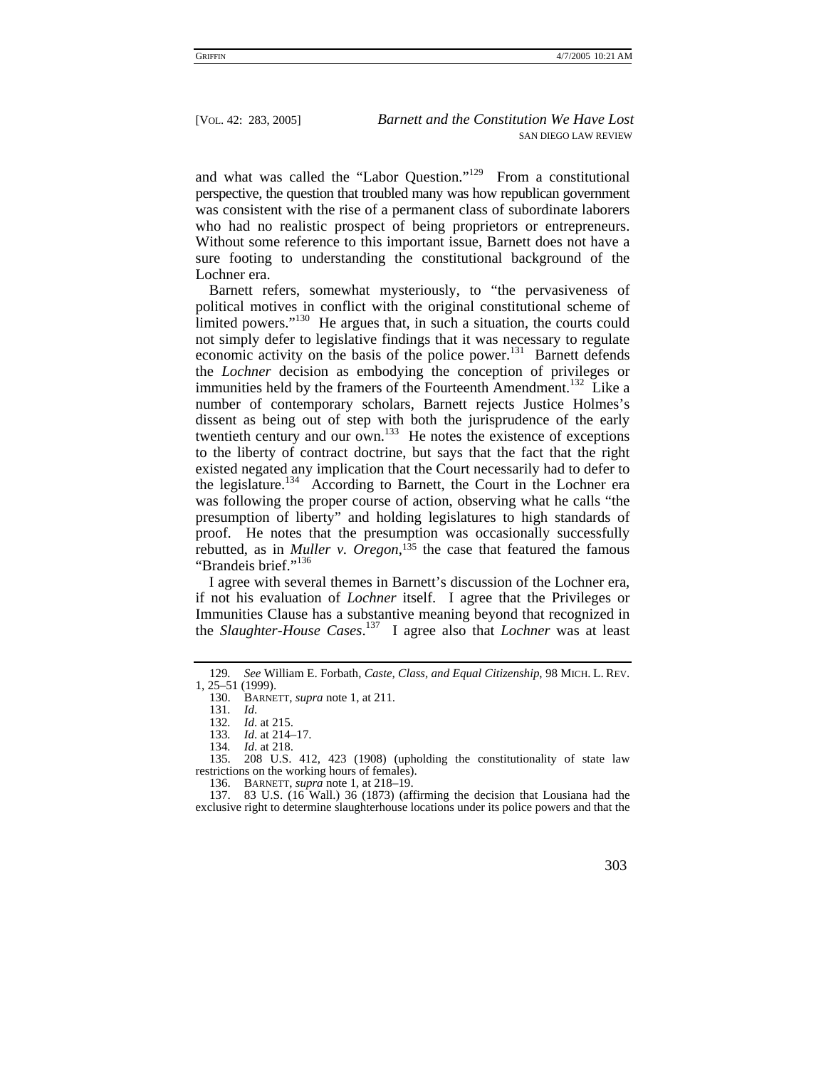and what was called the "Labor Question."[129] From a constitutional perspective, the question that troubled many was how republican government was consistent with the rise of a permanent class of subordinate laborers who had no realistic prospect of being proprietors or entrepreneurs. Without some reference to this important issue, Barnett does not have a sure footing to understanding the constitutional background of the Lochner era.

Barnett refers, somewhat mysteriously, to "the pervasiveness of political motives in conflict with the original constitutional scheme of limited powers."[130] He argues that, in such a situation, the courts could not simply defer to legislative findings that it was necessary to regulate economic activity on the basis of the police power.[131] Barnett defends the *Lochner* decision as embodying the conception of privileges or immunities held by the framers of the Fourteenth Amendment.[132] Like a number of contemporary scholars, Barnett rejects Justice Holmes's dissent as being out of step with both the jurisprudence of the early twentieth century and our own.[133] He notes the existence of exceptions to the liberty of contract doctrine, but says that the fact that the right existed negated any implication that the Court necessarily had to defer to the legislature.[134] According to Barnett, the Court in the Lochner era was following the proper course of action, observing what he calls "the presumption of liberty" and holding legislatures to high standards of proof. He notes that the presumption was occasionally successfully rebutted, as in *Muller v. Oregon*,[135] the case that featured the famous "Brandeis brief."[136]

I agree with several themes in Barnett's discussion of the Lochner era, if not his evaluation of *Lochner* itself. I agree that the Privileges or Immunities Clause has a substantive meaning beyond that recognized in the *Slaughter-House Cases*.[137] I agree also that *Lochner* was at least

---

129. *See* William E. Forbath, *Caste, Class, and Equal Citizenship*, 98 MICH. L. REV. 1, 25–51 (1999).

130. BARNETT, *supra* note 1, at 211.

131. *Id.*

132. *Id.* at 215.

133. *Id.* at 214–17.

134. *Id.* at 218.

135. 208 U.S. 412, 423 (1908) (upholding the constitutionality of state law restrictions on the working hours of females).

136. BARNETT, *supra* note 1, at 218–19.

137. 83 U.S. (16 Wall.) 36 (1873) (affirming the decision that Lousiana had the exclusive right to determine slaughterhouse locations under its police powers and that the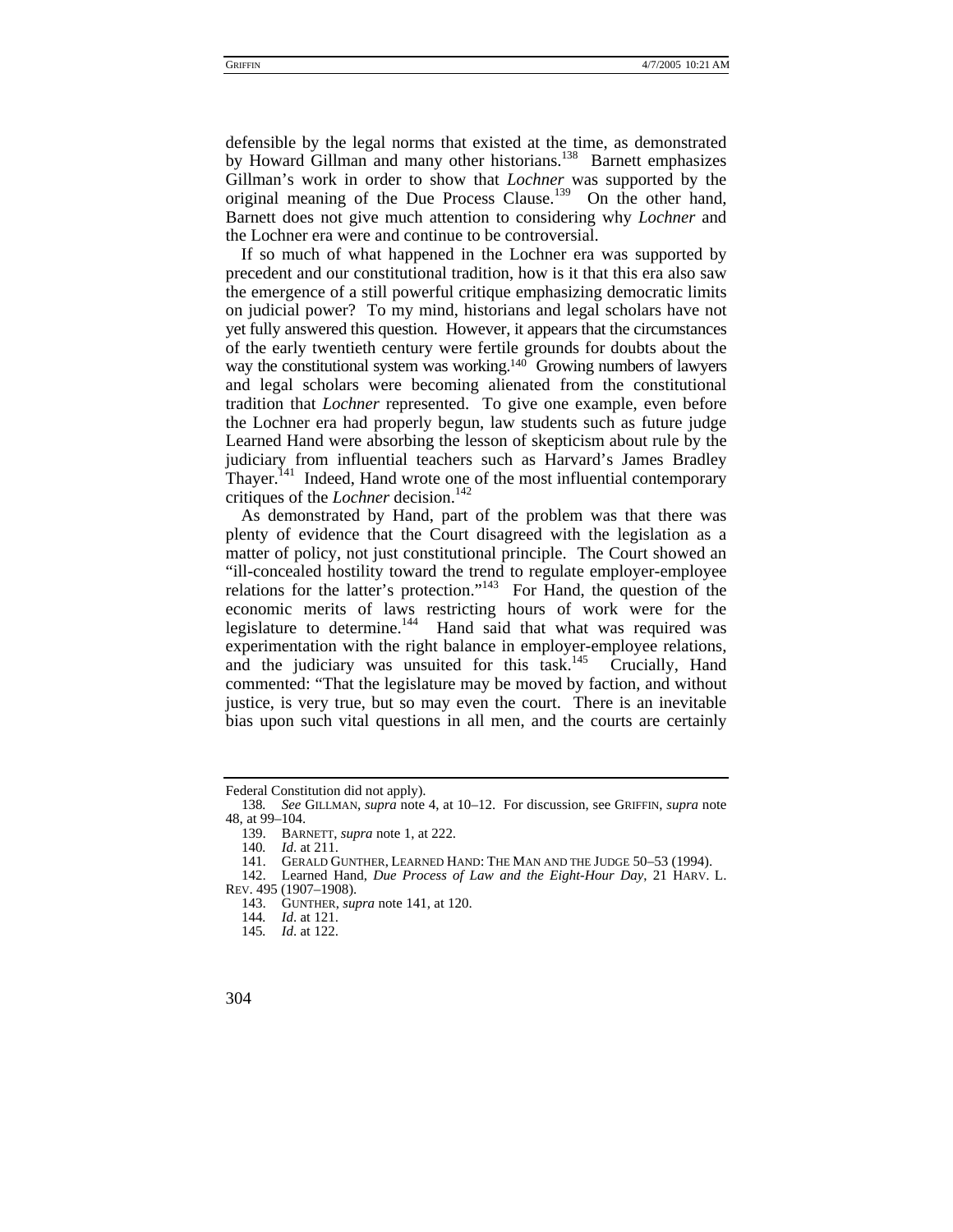defensible by the legal norms that existed at the time, as demonstrated by Howard Gillman and many other historians.[138] Barnett emphasizes Gillman's work in order to show that *Lochner* was supported by the original meaning of the Due Process Clause.[139] On the other hand, Barnett does not give much attention to considering why *Lochner* and the Lochner era were and continue to be controversial.

If so much of what happened in the Lochner era was supported by precedent and our constitutional tradition, how is it that this era also saw the emergence of a still powerful critique emphasizing democratic limits on judicial power? To my mind, historians and legal scholars have not yet fully answered this question. However, it appears that the circumstances of the early twentieth century were fertile grounds for doubts about the way the constitutional system was working.[140] Growing numbers of lawyers and legal scholars were becoming alienated from the constitutional tradition that *Lochner* represented. To give one example, even before the Lochner era had properly begun, law students such as future judge Learned Hand were absorbing the lesson of skepticism about rule by the judiciary from influential teachers such as Harvard's James Bradley Thayer.[141] Indeed, Hand wrote one of the most influential contemporary critiques of the *Lochner* decision.[142]

As demonstrated by Hand, part of the problem was that there was plenty of evidence that the Court disagreed with the legislation as a matter of policy, not just constitutional principle. The Court showed an "ill-concealed hostility toward the trend to regulate employer-employee relations for the latter's protection."[143] For Hand, the question of the economic merits of laws restricting hours of work were for the legislature to determine.[144] Hand said that what was required was experimentation with the right balance in employer-employee relations, and the judiciary was unsuited for this task.[145] Crucially, Hand commented: "That the legislature may be moved by faction, and without justice, is very true, but so may even the court. There is an inevitable bias upon such vital questions in all men, and the courts are certainly

---

Federal Constitution did not apply).

138. *See* GILLMAN, *supra* note 4, at 10–12. For discussion, see GRIFFIN, *supra* note 48, at 99–104.

139. BARNETT, *supra* note 1, at 222.

140. *Id*. at 211.

141. GERALD GUNTHER, LEARNED HAND: THE MAN AND THE JUDGE 50–53 (1994).

142. Learned Hand, *Due Process of Law and the Eight-Hour Day*, 21 HARV. L. REV. 495 (1907–1908).

143. GUNTHER, *supra* note 141, at 120.

144. *Id*. at 121.

145. *Id*. at 122.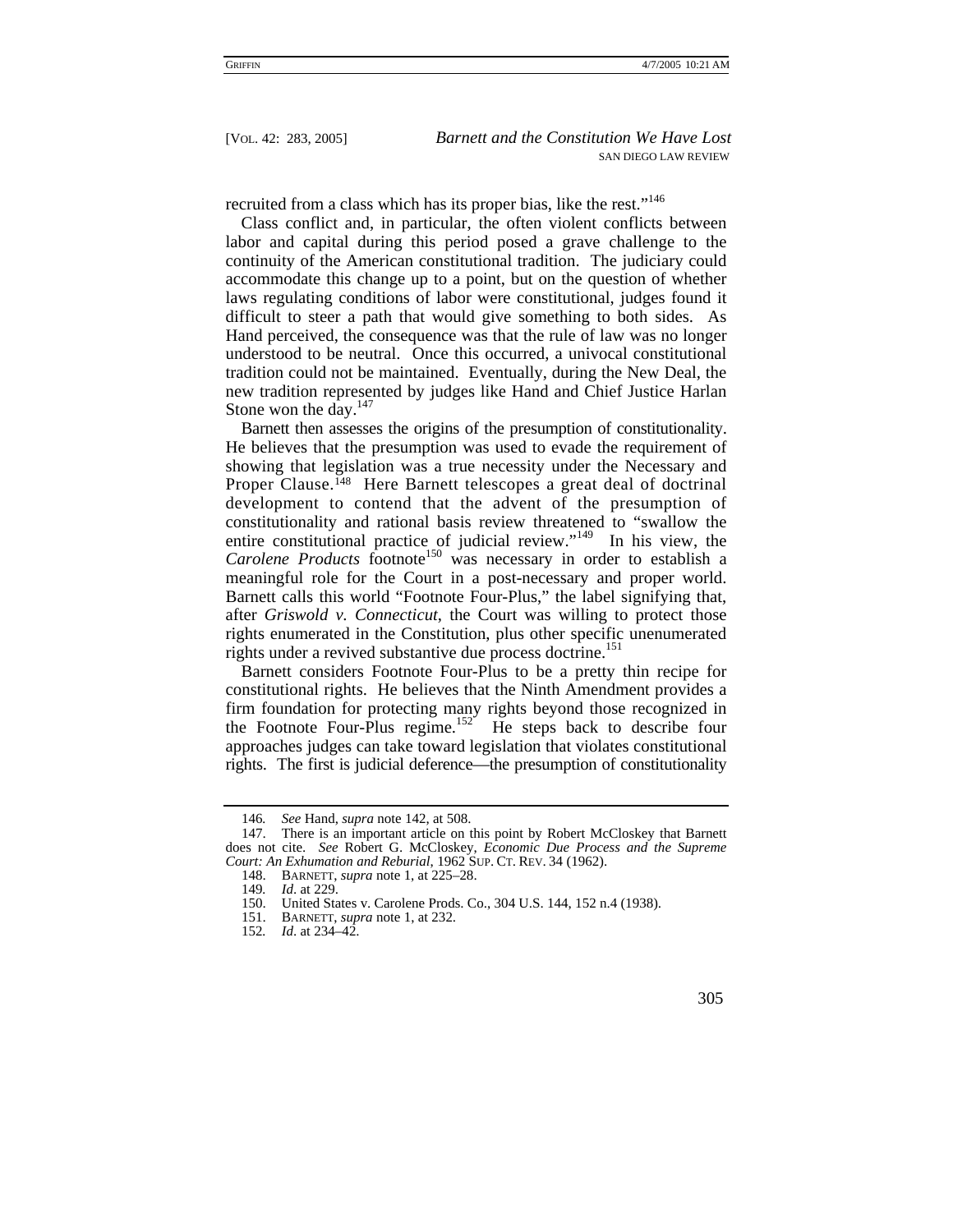recruited from a class which has its proper bias, like the rest."[146]

Class conflict and, in particular, the often violent conflicts between labor and capital during this period posed a grave challenge to the continuity of the American constitutional tradition. The judiciary could accommodate this change up to a point, but on the question of whether laws regulating conditions of labor were constitutional, judges found it difficult to steer a path that would give something to both sides. As Hand perceived, the consequence was that the rule of law was no longer understood to be neutral. Once this occurred, a univocal constitutional tradition could not be maintained. Eventually, during the New Deal, the new tradition represented by judges like Hand and Chief Justice Harlan Stone won the day.[147]

Barnett then assesses the origins of the presumption of constitutionality. He believes that the presumption was used to evade the requirement of showing that legislation was a true necessity under the Necessary and Proper Clause.[148] Here Barnett telescopes a great deal of doctrinal development to contend that the advent of the presumption of constitutionality and rational basis review threatened to "swallow the entire constitutional practice of judicial review."[149] In his view, the *Carolene Products* footnote[150] was necessary in order to establish a meaningful role for the Court in a post-necessary and proper world. Barnett calls this world "Footnote Four-Plus," the label signifying that, after *Griswold v. Connecticut*, the Court was willing to protect those rights enumerated in the Constitution, plus other specific unenumerated rights under a revived substantive due process doctrine.[151]

Barnett considers Footnote Four-Plus to be a pretty thin recipe for constitutional rights. He believes that the Ninth Amendment provides a firm foundation for protecting many rights beyond those recognized in the Footnote Four-Plus regime.[152] He steps back to describe four approaches judges can take toward legislation that violates constitutional rights. The first is judicial deference—the presumption of constitutionality

146. *See* Hand, *supra* note 142, at 508.

147. There is an important article on this point by Robert McCloskey that Barnett does not cite. *See* Robert G. McCloskey, *Economic Due Process and the Supreme Court: An Exhumation and Reburial*, 1962 SUP. CT. REV. 34 (1962).

148. BARNETT, *supra* note 1, at 225–28.

149. *Id*. at 229.

150. United States v. Carolene Prods. Co., 304 U.S. 144, 152 n.4 (1938).

151. BARNETT, *supra* note 1, at 232.

152. *Id*. at 234–42.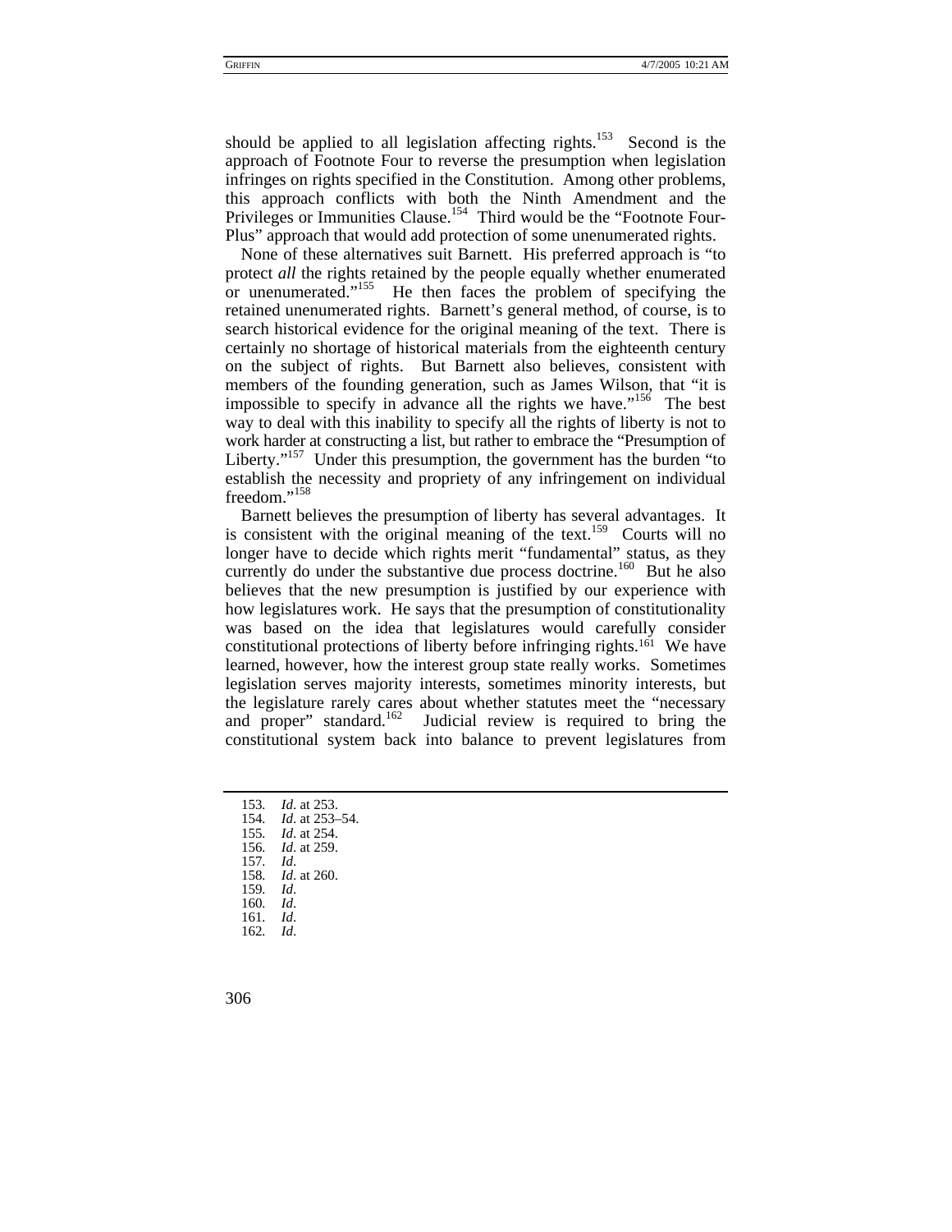should be applied to all legislation affecting rights.[153] Second is the approach of Footnote Four to reverse the presumption when legislation infringes on rights specified in the Constitution. Among other problems, this approach conflicts with both the Ninth Amendment and the Privileges or Immunities Clause.[154] Third would be the "Footnote Four-Plus" approach that would add protection of some unenumerated rights.

None of these alternatives suit Barnett. His preferred approach is "to protect *all* the rights retained by the people equally whether enumerated or unenumerated."[155] He then faces the problem of specifying the retained unenumerated rights. Barnett's general method, of course, is to search historical evidence for the original meaning of the text. There is certainly no shortage of historical materials from the eighteenth century on the subject of rights. But Barnett also believes, consistent with members of the founding generation, such as James Wilson, that "it is impossible to specify in advance all the rights we have."[156] The best way to deal with this inability to specify all the rights of liberty is not to work harder at constructing a list, but rather to embrace the "Presumption of Liberty."[157] Under this presumption, the government has the burden "to establish the necessity and propriety of any infringement on individual freedom."[158]

Barnett believes the presumption of liberty has several advantages. It is consistent with the original meaning of the text.[159] Courts will no longer have to decide which rights merit "fundamental" status, as they currently do under the substantive due process doctrine.[160] But he also believes that the new presumption is justified by our experience with how legislatures work. He says that the presumption of constitutionality was based on the idea that legislatures would carefully consider constitutional protections of liberty before infringing rights.[161] We have learned, however, how the interest group state really works. Sometimes legislation serves majority interests, sometimes minority interests, but the legislature rarely cares about whether statutes meet the "necessary and proper" standard.[162] Judicial review is required to bring the constitutional system back into balance to prevent legislatures from

153. *Id*. at 253.
154. *Id*. at 253–54.
155. *Id*. at 254.
156. *Id*. at 259.
157. *Id*.
158. *Id*. at 260.
159. *Id*.
160. *Id*.
161. *Id*.
162. *Id*.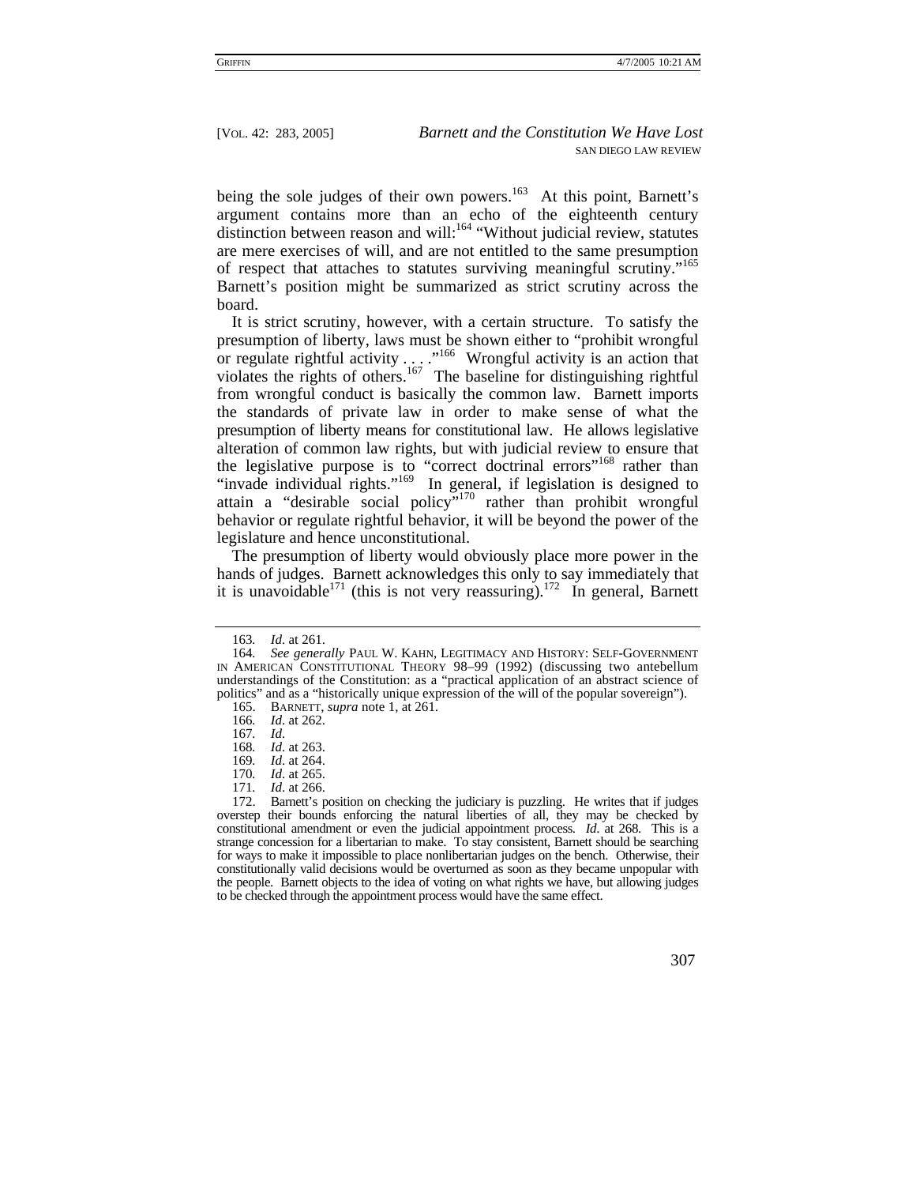being the sole judges of their own powers.[163] At this point, Barnett's argument contains more than an echo of the eighteenth century distinction between reason and will:[164] "Without judicial review, statutes are mere exercises of will, and are not entitled to the same presumption of respect that attaches to statutes surviving meaningful scrutiny."[165] Barnett's position might be summarized as strict scrutiny across the board.

It is strict scrutiny, however, with a certain structure. To satisfy the presumption of liberty, laws must be shown either to "prohibit wrongful or regulate rightful activity . . . ."[166] Wrongful activity is an action that violates the rights of others.[167] The baseline for distinguishing rightful from wrongful conduct is basically the common law. Barnett imports the standards of private law in order to make sense of what the presumption of liberty means for constitutional law. He allows legislative alteration of common law rights, but with judicial review to ensure that the legislative purpose is to "correct doctrinal errors"[168] rather than "invade individual rights."[169] In general, if legislation is designed to attain a "desirable social policy"[170] rather than prohibit wrongful behavior or regulate rightful behavior, it will be beyond the power of the legislature and hence unconstitutional.

The presumption of liberty would obviously place more power in the hands of judges. Barnett acknowledges this only to say immediately that it is unavoidable[171] (this is not very reassuring).[172] In general, Barnett

---

163. *Id*. at 261.

164. *See generally* PAUL W. KAHN, LEGITIMACY AND HISTORY: SELF-GOVERNMENT IN AMERICAN CONSTITUTIONAL THEORY 98–99 (1992) (discussing two antebellum understandings of the Constitution: as a "practical application of an abstract science of politics" and as a "historically unique expression of the will of the popular sovereign").

165. BARNETT, *supra* note 1, at 261.

166. *Id*. at 262.

167. *Id*.

168. *Id*. at 263.

169. *Id*. at 264.

170. *Id*. at 265.

171. *Id*. at 266.

172. Barnett's position on checking the judiciary is puzzling. He writes that if judges overstep their bounds enforcing the natural liberties of all, they may be checked by constitutional amendment or even the judicial appointment process. *Id*. at 268. This is a strange concession for a libertarian to make. To stay consistent, Barnett should be searching for ways to make it impossible to place nonlibertarian judges on the bench. Otherwise, their constitutionally valid decisions would be overturned as soon as they became unpopular with the people. Barnett objects to the idea of voting on what rights we have, but allowing judges to be checked through the appointment process would have the same effect.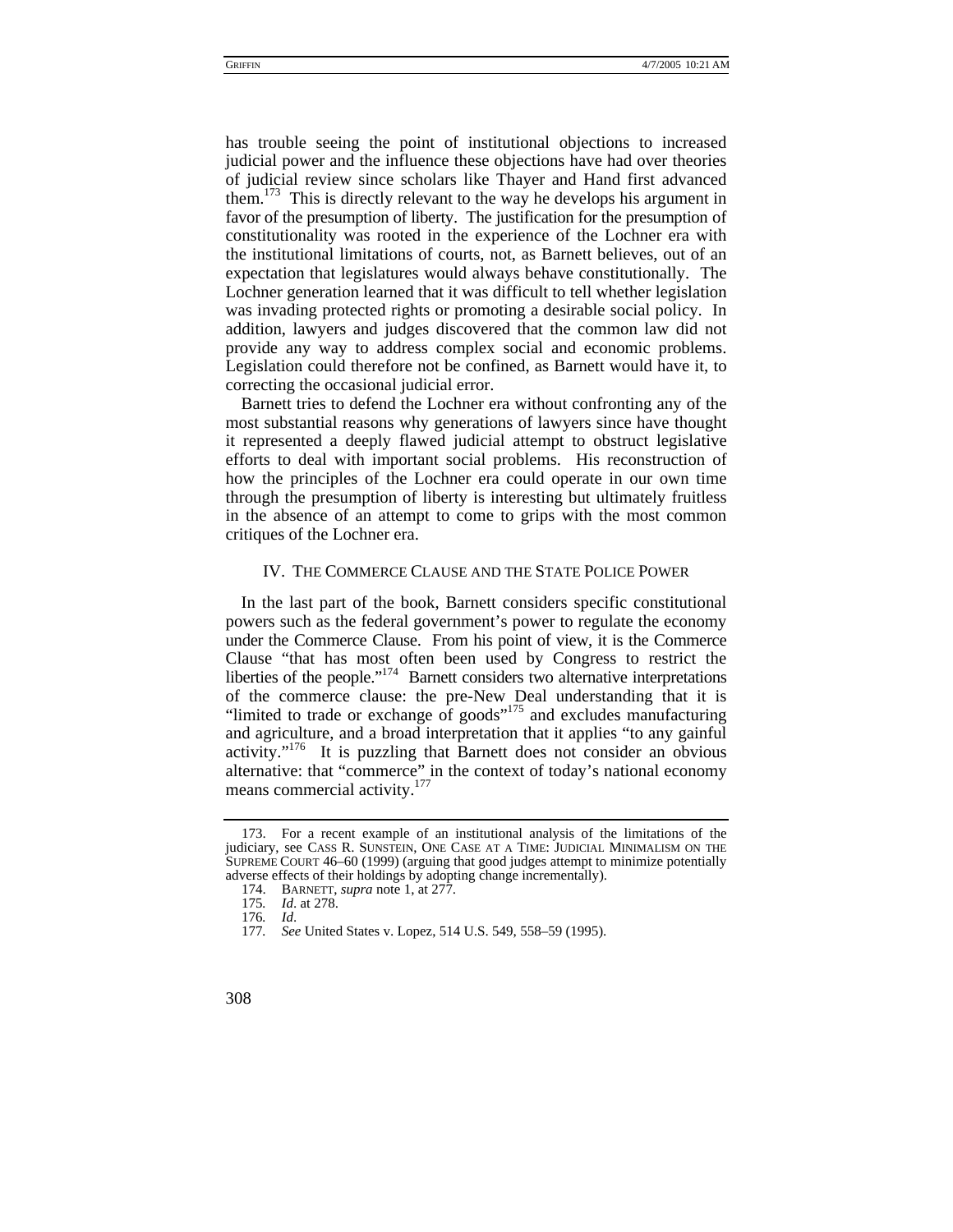has trouble seeing the point of institutional objections to increased judicial power and the influence these objections have had over theories of judicial review since scholars like Thayer and Hand first advanced them.[173] This is directly relevant to the way he develops his argument in favor of the presumption of liberty. The justification for the presumption of constitutionality was rooted in the experience of the Lochner era with the institutional limitations of courts, not, as Barnett believes, out of an expectation that legislatures would always behave constitutionally. The Lochner generation learned that it was difficult to tell whether legislation was invading protected rights or promoting a desirable social policy. In addition, lawyers and judges discovered that the common law did not provide any way to address complex social and economic problems. Legislation could therefore not be confined, as Barnett would have it, to correcting the occasional judicial error.

Barnett tries to defend the Lochner era without confronting any of the most substantial reasons why generations of lawyers since have thought it represented a deeply flawed judicial attempt to obstruct legislative efforts to deal with important social problems. His reconstruction of how the principles of the Lochner era could operate in our own time through the presumption of liberty is interesting but ultimately fruitless in the absence of an attempt to come to grips with the most common critiques of the Lochner era.

## IV. THE COMMERCE CLAUSE AND THE STATE POLICE POWER

In the last part of the book, Barnett considers specific constitutional powers such as the federal government's power to regulate the economy under the Commerce Clause. From his point of view, it is the Commerce Clause "that has most often been used by Congress to restrict the liberties of the people."[174] Barnett considers two alternative interpretations of the commerce clause: the pre-New Deal understanding that it is "limited to trade or exchange of goods"[175] and excludes manufacturing and agriculture, and a broad interpretation that it applies "to any gainful activity."[176] It is puzzling that Barnett does not consider an obvious alternative: that "commerce" in the context of today's national economy means commercial activity.[177]

---

173. For a recent example of an institutional analysis of the limitations of the judiciary, see CASS R. SUNSTEIN, ONE CASE AT A TIME: JUDICIAL MINIMALISM ON THE SUPREME COURT 46–60 (1999) (arguing that good judges attempt to minimize potentially adverse effects of their holdings by adopting change incrementally).

174. BARNETT, *supra* note 1, at 277.

175. *Id*. at 278.

176. *Id*.

177. *See* United States v. Lopez, 514 U.S. 549, 558–59 (1995).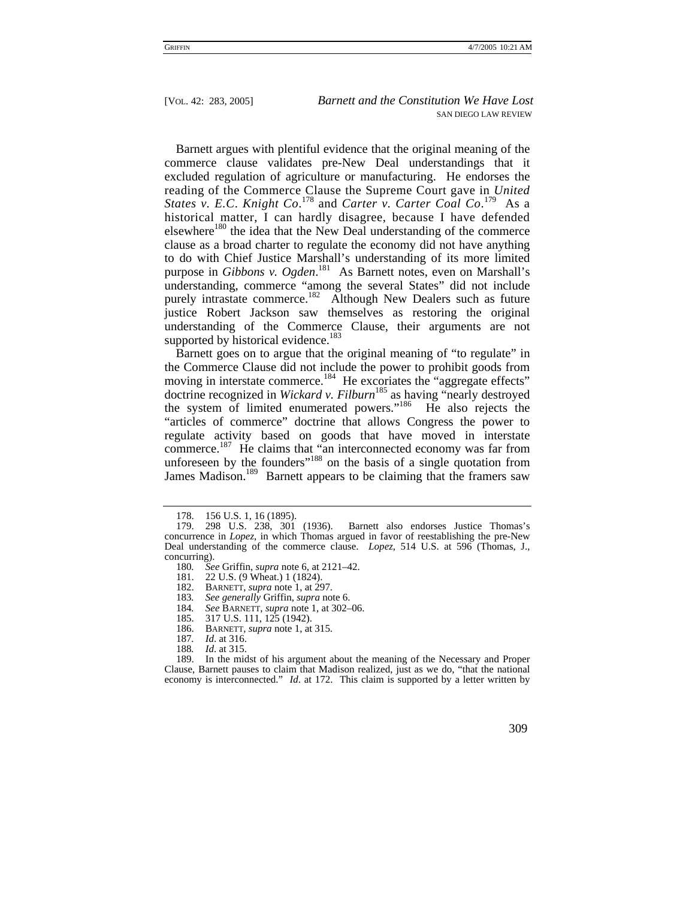Barnett argues with plentiful evidence that the original meaning of the commerce clause validates pre-New Deal understandings that it excluded regulation of agriculture or manufacturing. He endorses the reading of the Commerce Clause the Supreme Court gave in *United States v. E.C. Knight Co*.[178] and *Carter v. Carter Coal Co*.[179] As a historical matter, I can hardly disagree, because I have defended elsewhere[180] the idea that the New Deal understanding of the commerce clause as a broad charter to regulate the economy did not have anything to do with Chief Justice Marshall's understanding of its more limited purpose in *Gibbons v. Ogden*.[181] As Barnett notes, even on Marshall's understanding, commerce "among the several States" did not include purely intrastate commerce.[182] Although New Dealers such as future justice Robert Jackson saw themselves as restoring the original understanding of the Commerce Clause, their arguments are not supported by historical evidence.[183]

Barnett goes on to argue that the original meaning of "to regulate" in the Commerce Clause did not include the power to prohibit goods from moving in interstate commerce.[184] He excoriates the "aggregate effects" doctrine recognized in *Wickard v. Filburn*[185] as having "nearly destroyed the system of limited enumerated powers."[186] He also rejects the "articles of commerce" doctrine that allows Congress the power to regulate activity based on goods that have moved in interstate commerce.[187] He claims that "an interconnected economy was far from unforeseen by the founders"[188] on the basis of a single quotation from James Madison.[189] Barnett appears to be claiming that the framers saw

---

178. 156 U.S. 1, 16 (1895).

179. 298 U.S. 238, 301 (1936). Barnett also endorses Justice Thomas's concurrence in *Lopez*, in which Thomas argued in favor of reestablishing the pre-New Deal understanding of the commerce clause. *Lopez*, 514 U.S. at 596 (Thomas, J., concurring).

180. *See* Griffin, *supra* note 6, at 2121–42.

181. 22 U.S. (9 Wheat.) 1 (1824).

182. BARNETT, *supra* note 1, at 297.

183. *See generally* Griffin, *supra* note 6.

184. *See* BARNETT, *supra* note 1, at 302–06.

185. 317 U.S. 111, 125 (1942).

186. BARNETT, *supra* note 1, at 315.

187. *Id*. at 316.

188. *Id*. at 315.

189. In the midst of his argument about the meaning of the Necessary and Proper Clause, Barnett pauses to claim that Madison realized, just as we do, "that the national economy is interconnected." *Id*. at 172. This claim is supported by a letter written by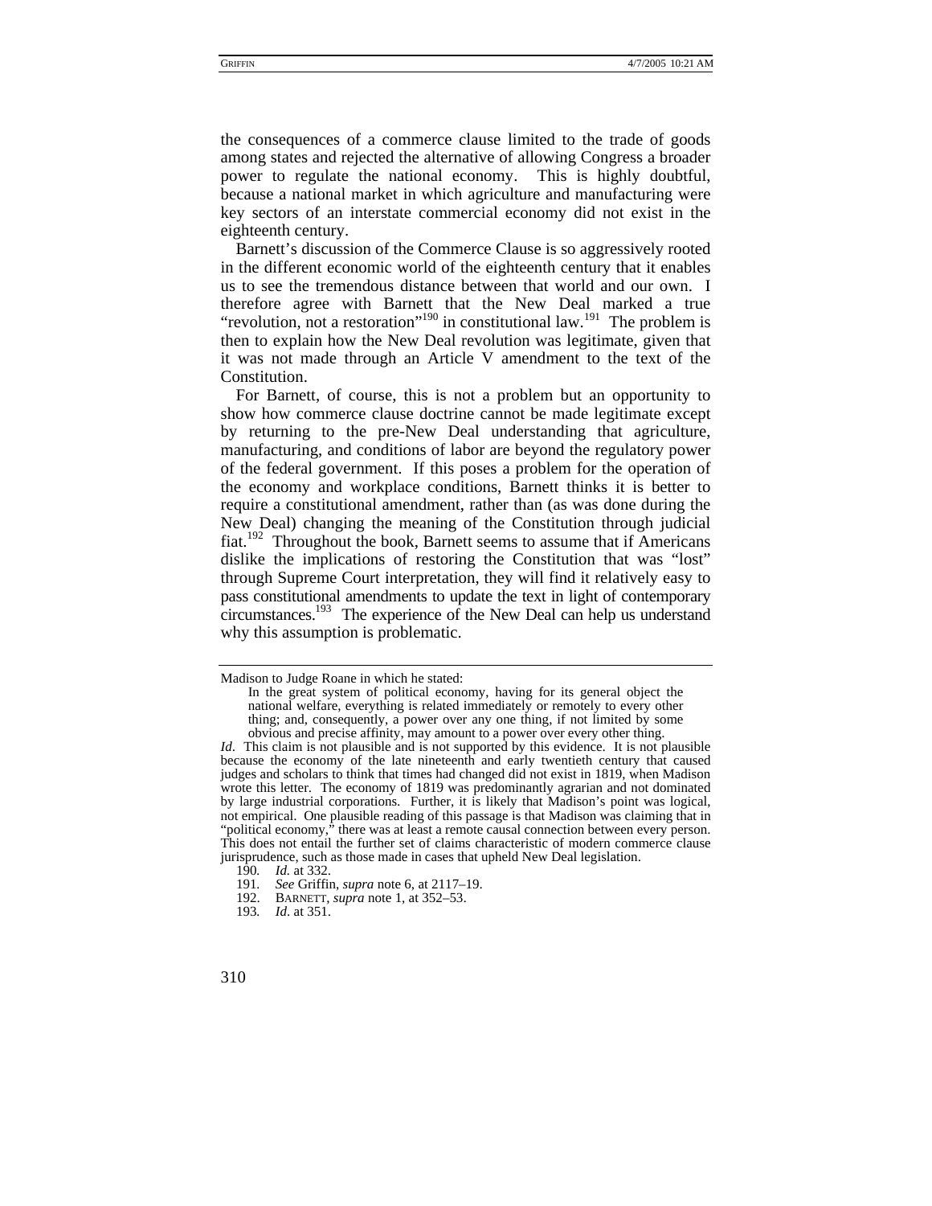the consequences of a commerce clause limited to the trade of goods among states and rejected the alternative of allowing Congress a broader power to regulate the national economy. This is highly doubtful, because a national market in which agriculture and manufacturing were key sectors of an interstate commercial economy did not exist in the eighteenth century.

Barnett's discussion of the Commerce Clause is so aggressively rooted in the different economic world of the eighteenth century that it enables us to see the tremendous distance between that world and our own. I therefore agree with Barnett that the New Deal marked a true "revolution, not a restoration"[190] in constitutional law.[191] The problem is then to explain how the New Deal revolution was legitimate, given that it was not made through an Article V amendment to the text of the Constitution.

For Barnett, of course, this is not a problem but an opportunity to show how commerce clause doctrine cannot be made legitimate except by returning to the pre-New Deal understanding that agriculture, manufacturing, and conditions of labor are beyond the regulatory power of the federal government. If this poses a problem for the operation of the economy and workplace conditions, Barnett thinks it is better to require a constitutional amendment, rather than (as was done during the New Deal) changing the meaning of the Constitution through judicial fiat.[192] Throughout the book, Barnett seems to assume that if Americans dislike the implications of restoring the Constitution that was "lost" through Supreme Court interpretation, they will find it relatively easy to pass constitutional amendments to update the text in light of contemporary circumstances.[193] The experience of the New Deal can help us understand why this assumption is problematic.

---

Madison to Judge Roane in which he stated:

> In the great system of political economy, having for its general object the national welfare, everything is related immediately or remotely to every other thing; and, consequently, a power over any one thing, if not limited by some obvious and precise affinity, may amount to a power over every other thing.

*Id*. This claim is not plausible and is not supported by this evidence. It is not plausible because the economy of the late nineteenth and early twentieth century that caused judges and scholars to think that times had changed did not exist in 1819, when Madison wrote this letter. The economy of 1819 was predominantly agrarian and not dominated by large industrial corporations. Further, it is likely that Madison's point was logical, not empirical. One plausible reading of this passage is that Madison was claiming that in "political economy," there was at least a remote causal connection between every person. This does not entail the further set of claims characteristic of modern commerce clause jurisprudence, such as those made in cases that upheld New Deal legislation.

190. *Id.* at 332.

191. *See* Griffin, *supra* note 6, at 2117–19.

192. BARNETT, *supra* note 1, at 352–53.

193. *Id*. at 351.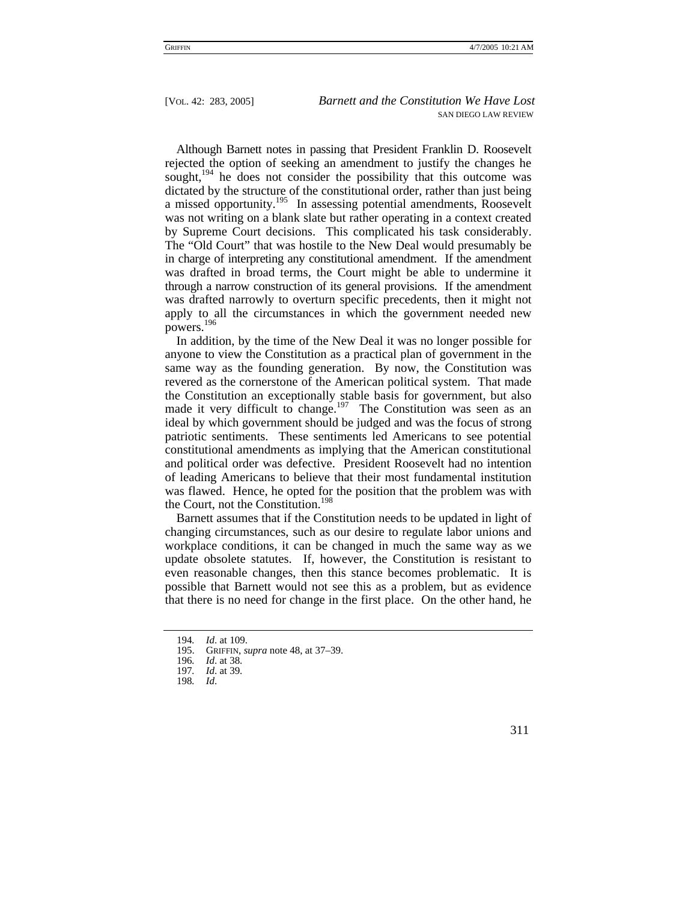Although Barnett notes in passing that President Franklin D. Roosevelt rejected the option of seeking an amendment to justify the changes he sought,[194] he does not consider the possibility that this outcome was dictated by the structure of the constitutional order, rather than just being a missed opportunity.[195] In assessing potential amendments, Roosevelt was not writing on a blank slate but rather operating in a context created by Supreme Court decisions. This complicated his task considerably. The "Old Court" that was hostile to the New Deal would presumably be in charge of interpreting any constitutional amendment. If the amendment was drafted in broad terms, the Court might be able to undermine it through a narrow construction of its general provisions. If the amendment was drafted narrowly to overturn specific precedents, then it might not apply to all the circumstances in which the government needed new powers.[196]

In addition, by the time of the New Deal it was no longer possible for anyone to view the Constitution as a practical plan of government in the same way as the founding generation. By now, the Constitution was revered as the cornerstone of the American political system. That made the Constitution an exceptionally stable basis for government, but also made it very difficult to change.[197] The Constitution was seen as an ideal by which government should be judged and was the focus of strong patriotic sentiments. These sentiments led Americans to see potential constitutional amendments as implying that the American constitutional and political order was defective. President Roosevelt had no intention of leading Americans to believe that their most fundamental institution was flawed. Hence, he opted for the position that the problem was with the Court, not the Constitution.[198]

Barnett assumes that if the Constitution needs to be updated in light of changing circumstances, such as our desire to regulate labor unions and workplace conditions, it can be changed in much the same way as we update obsolete statutes. If, however, the Constitution is resistant to even reasonable changes, then this stance becomes problematic. It is possible that Barnett would not see this as a problem, but as evidence that there is no need for change in the first place. On the other hand, he

---

194. *Id*. at 109.

195. GRIFFIN, *supra* note 48, at 37–39.

196. *Id*. at 38.

197. *Id*. at 39.

198. *Id*.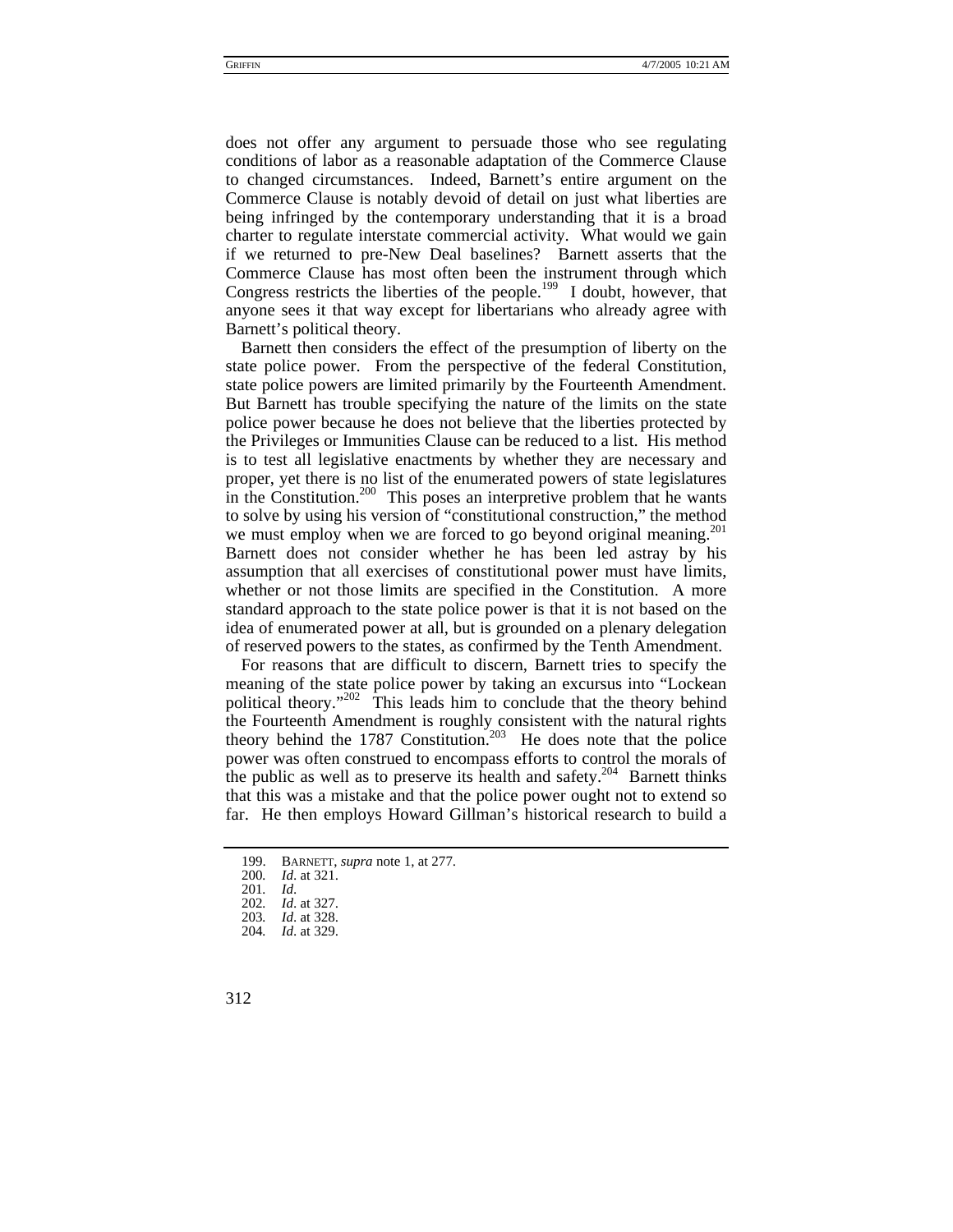does not offer any argument to persuade those who see regulating conditions of labor as a reasonable adaptation of the Commerce Clause to changed circumstances. Indeed, Barnett's entire argument on the Commerce Clause is notably devoid of detail on just what liberties are being infringed by the contemporary understanding that it is a broad charter to regulate interstate commercial activity. What would we gain if we returned to pre-New Deal baselines? Barnett asserts that the Commerce Clause has most often been the instrument through which Congress restricts the liberties of the people.[199] I doubt, however, that anyone sees it that way except for libertarians who already agree with Barnett's political theory.

Barnett then considers the effect of the presumption of liberty on the state police power. From the perspective of the federal Constitution, state police powers are limited primarily by the Fourteenth Amendment. But Barnett has trouble specifying the nature of the limits on the state police power because he does not believe that the liberties protected by the Privileges or Immunities Clause can be reduced to a list. His method is to test all legislative enactments by whether they are necessary and proper, yet there is no list of the enumerated powers of state legislatures in the Constitution.[200] This poses an interpretive problem that he wants to solve by using his version of "constitutional construction," the method we must employ when we are forced to go beyond original meaning.[201] Barnett does not consider whether he has been led astray by his assumption that all exercises of constitutional power must have limits, whether or not those limits are specified in the Constitution. A more standard approach to the state police power is that it is not based on the idea of enumerated power at all, but is grounded on a plenary delegation of reserved powers to the states, as confirmed by the Tenth Amendment.

For reasons that are difficult to discern, Barnett tries to specify the meaning of the state police power by taking an excursus into "Lockean political theory."[202] This leads him to conclude that the theory behind the Fourteenth Amendment is roughly consistent with the natural rights theory behind the 1787 Constitution.[203] He does note that the police power was often construed to encompass efforts to control the morals of the public as well as to preserve its health and safety.[204] Barnett thinks that this was a mistake and that the police power ought not to extend so far. He then employs Howard Gillman's historical research to build a

---

199. BARNETT, *supra* note 1, at 277.
200. *Id*. at 321.
201. *Id*.
202. *Id*. at 327.
203. *Id*. at 328.
204. *Id*. at 329.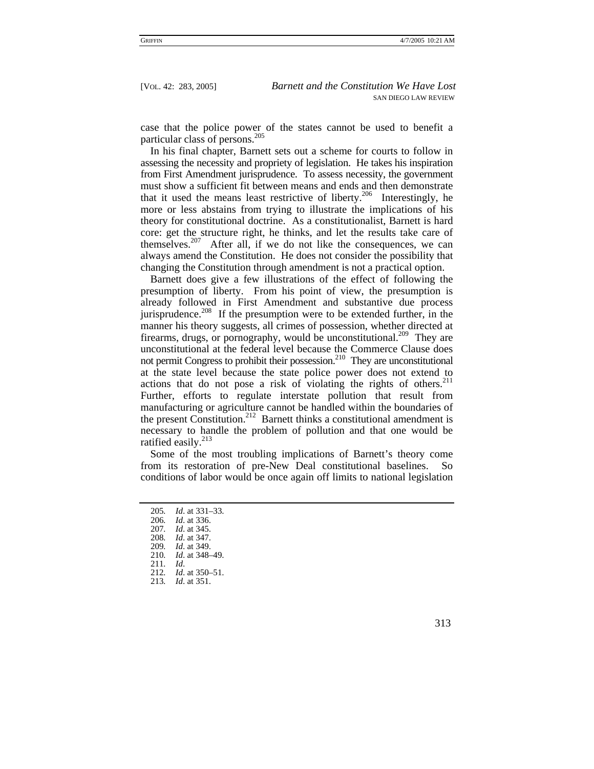case that the police power of the states cannot be used to benefit a particular class of persons.[205]

In his final chapter, Barnett sets out a scheme for courts to follow in assessing the necessity and propriety of legislation. He takes his inspiration from First Amendment jurisprudence. To assess necessity, the government must show a sufficient fit between means and ends and then demonstrate that it used the means least restrictive of liberty.[206] Interestingly, he more or less abstains from trying to illustrate the implications of his theory for constitutional doctrine. As a constitutionalist, Barnett is hard core: get the structure right, he thinks, and let the results take care of themselves.[207] After all, if we do not like the consequences, we can always amend the Constitution. He does not consider the possibility that changing the Constitution through amendment is not a practical option.

Barnett does give a few illustrations of the effect of following the presumption of liberty. From his point of view, the presumption is already followed in First Amendment and substantive due process jurisprudence.[208] If the presumption were to be extended further, in the manner his theory suggests, all crimes of possession, whether directed at firearms, drugs, or pornography, would be unconstitutional.[209] They are unconstitutional at the federal level because the Commerce Clause does not permit Congress to prohibit their possession.[210] They are unconstitutional at the state level because the state police power does not extend to actions that do not pose a risk of violating the rights of others.[211] Further, efforts to regulate interstate pollution that result from manufacturing or agriculture cannot be handled within the boundaries of the present Constitution.[212] Barnett thinks a constitutional amendment is necessary to handle the problem of pollution and that one would be ratified easily.[213]

Some of the most troubling implications of Barnett's theory come from its restoration of pre-New Deal constitutional baselines. So conditions of labor would be once again off limits to national legislation

---

205. *Id*. at 331–33.
206. *Id*. at 336.
207. *Id*. at 345.
208. *Id*. at 347.
209. *Id*. at 349.
210. *Id*. at 348–49.
211. *Id*.
212. *Id*. at 350–51.
213. *Id*. at 351.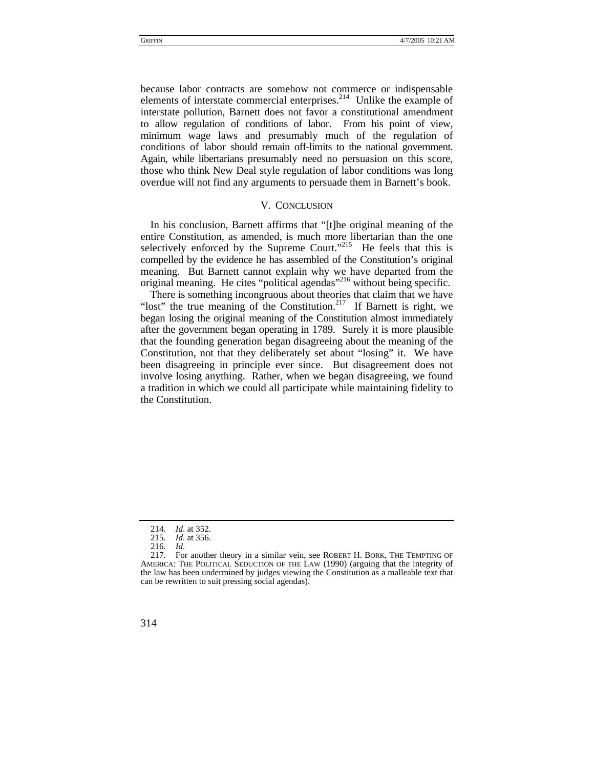because labor contracts are somehow not commerce or indispensable elements of interstate commercial enterprises.[214] Unlike the example of interstate pollution, Barnett does not favor a constitutional amendment to allow regulation of conditions of labor. From his point of view, minimum wage laws and presumably much of the regulation of conditions of labor should remain off-limits to the national government. Again, while libertarians presumably need no persuasion on this score, those who think New Deal style regulation of labor conditions was long overdue will not find any arguments to persuade them in Barnett's book.

## V. CONCLUSION

In his conclusion, Barnett affirms that "[t]he original meaning of the entire Constitution, as amended, is much more libertarian than the one selectively enforced by the Supreme Court."[215] He feels that this is compelled by the evidence he has assembled of the Constitution's original meaning. But Barnett cannot explain why we have departed from the original meaning. He cites "political agendas"[216] without being specific.

There is something incongruous about theories that claim that we have "lost" the true meaning of the Constitution.[217] If Barnett is right, we began losing the original meaning of the Constitution almost immediately after the government began operating in 1789. Surely it is more plausible that the founding generation began disagreeing about the meaning of the Constitution, not that they deliberately set about "losing" it. We have been disagreeing in principle ever since. But disagreement does not involve losing anything. Rather, when we began disagreeing, we found a tradition in which we could all participate while maintaining fidelity to the Constitution.

---

214. *Id*. at 352.

215. *Id*. at 356.

216. *Id*.

217. For another theory in a similar vein, see ROBERT H. BORK, THE TEMPTING OF AMERICA: THE POLITICAL SEDUCTION OF THE LAW (1990) (arguing that the integrity of the law has been undermined by judges viewing the Constitution as a malleable text that can be rewritten to suit pressing social agendas).